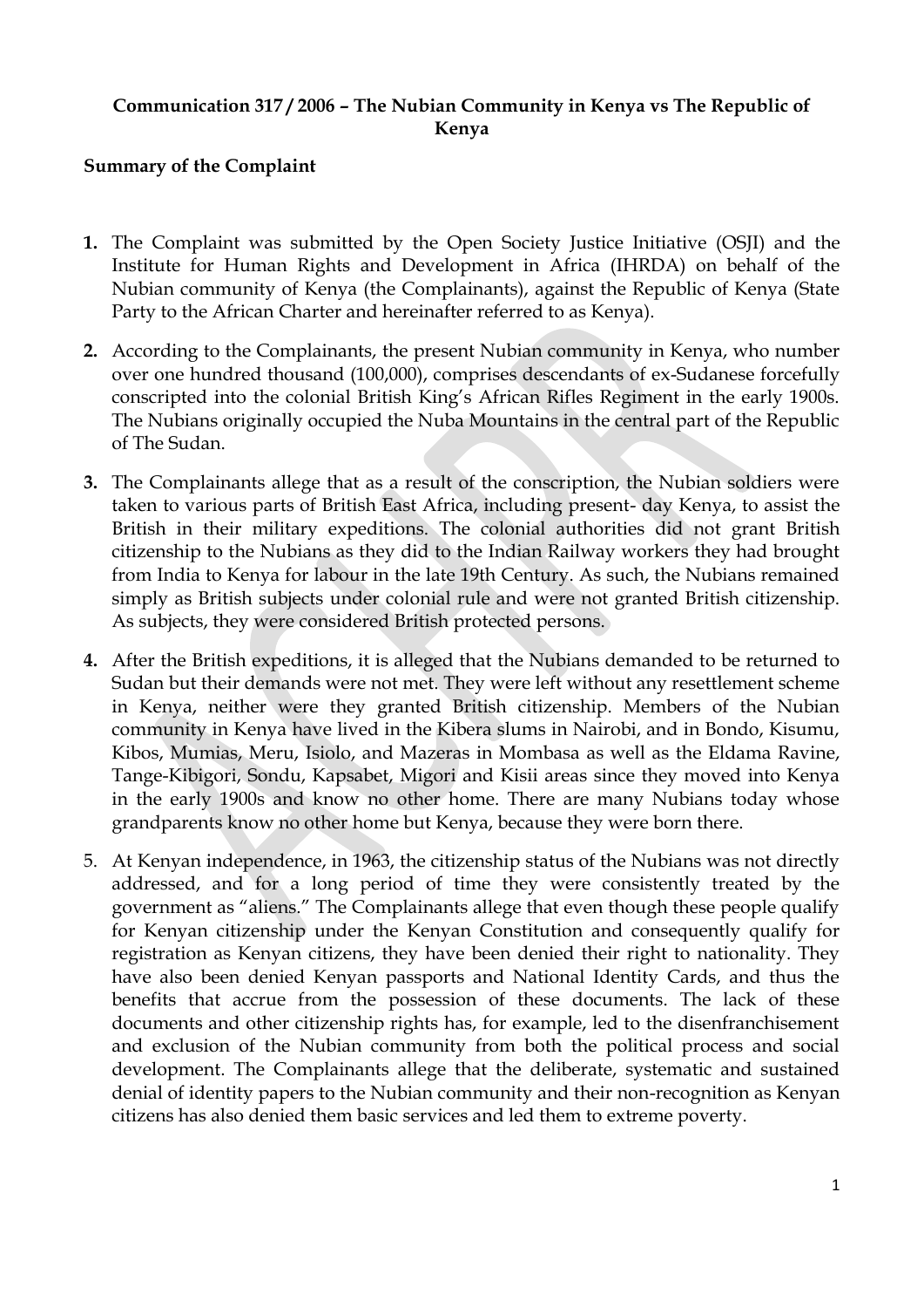**Communication 317 / 2006 – The Nubian Community in Kenya vs The Republic of Kenya**

**Summary of the Complaint**

**1.** The Complaint was submitted by the Open Society Justice Initiative (OSJI) and the Institute for Human Rights and Development in Africa (IHRDA) on behalf of the Nubian community of Kenya (the Complainants), against the Republic of Kenya (State Party to the African Charter and hereinafter referred to as Kenya).

**2.** According to the Complainants, the present Nubian community in Kenya, who number over one hundred thousand (100,000), comprises descendants of ex-Sudanese forcefully conscripted into the colonial British King's African Rifles Regiment in the early 1900s. The Nubians originally occupied the Nuba Mountains in the central part of the Republic of The Sudan.

**3.** The Complainants allege that as a result of the conscription, the Nubian soldiers were taken to various parts of British East Africa, including present- day Kenya, to assist the British in their military expeditions. The colonial authorities did not grant British citizenship to the Nubians as they did to the Indian Railway workers they had brought from India to Kenya for labour in the late 19th Century. As such, the Nubians remained simply as British subjects under colonial rule and were not granted British citizenship. As subjects, they were considered British protected persons.

**4.** After the British expeditions, it is alleged that the Nubians demanded to be returned to Sudan but their demands were not met. They were left without any resettlement scheme in Kenya, neither were they granted British citizenship. Members of the Nubian community in Kenya have lived in the Kibera slums in Nairobi, and in Bondo, Kisumu, Kibos, Mumias, Meru, Isiolo, and Mazeras in Mombasa as well as the Eldama Ravine, Tange-Kibigori, Sondu, Kapsabet, Migori and Kisii areas since they moved into Kenya in the early 1900s and know no other home. There are many Nubians today whose grandparents know no other home but Kenya, because they were born there.

5. At Kenyan independence, in 1963, the citizenship status of the Nubians was not directly addressed, and for a long period of time they were consistently treated by the government as "aliens." The Complainants allege that even though these people qualify for Kenyan citizenship under the Kenyan Constitution and consequently qualify for registration as Kenyan citizens, they have been denied their right to nationality. They have also been denied Kenyan passports and National Identity Cards, and thus the benefits that accrue from the possession of these documents. The lack of these documents and other citizenship rights has, for example, led to the disenfranchisement and exclusion of the Nubian community from both the political process and social development. The Complainants allege that the deliberate, systematic and sustained denial of identity papers to the Nubian community and their non-recognition as Kenyan citizens has also denied them basic services and led them to extreme poverty.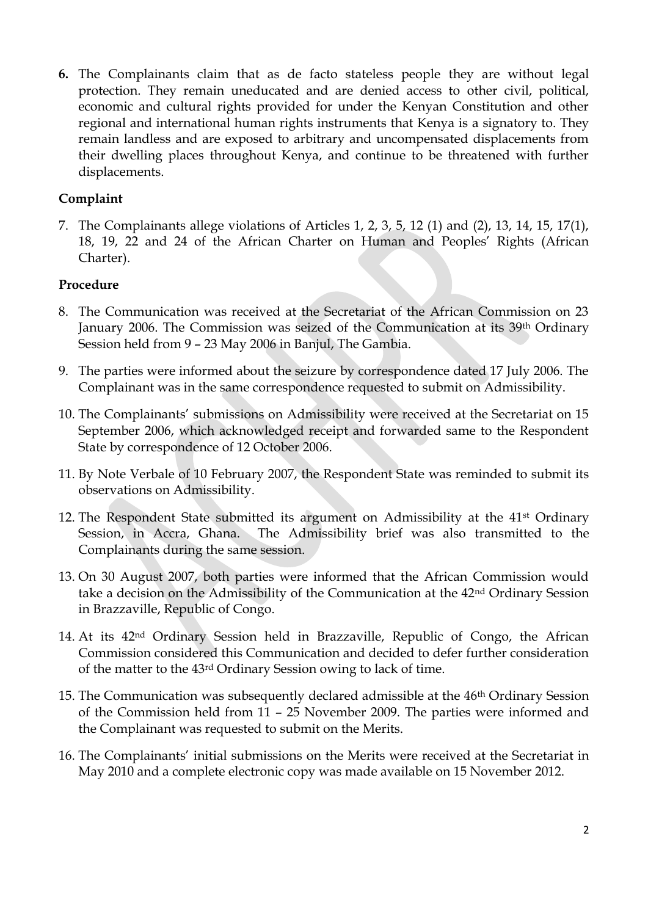**6.** The Complainants claim that as de facto stateless people they are without legal protection. They remain uneducated and are denied access to other civil, political, economic and cultural rights provided for under the Kenyan Constitution and other regional and international human rights instruments that Kenya is a signatory to. They remain landless and are exposed to arbitrary and uncompensated displacements from their dwelling places throughout Kenya, and continue to be threatened with further displacements.

**Complaint**

7. The Complainants allege violations of Articles 1, 2, 3, 5, 12 (1) and (2), 13, 14, 15, 17(1), 18, 19, 22 and 24 of the African Charter on Human and Peoples' Rights (African Charter).

**Procedure**

8. The Communication was received at the Secretariat of the African Commission on 23 January 2006. The Commission was seized of the Communication at its 39th Ordinary Session held from 9 – 23 May 2006 in Banjul, The Gambia.

9. The parties were informed about the seizure by correspondence dated 17 July 2006. The Complainant was in the same correspondence requested to submit on Admissibility.

10. The Complainants' submissions on Admissibility were received at the Secretariat on 15 September 2006, which acknowledged receipt and forwarded same to the Respondent State by correspondence of 12 October 2006.

11. By Note Verbale of 10 February 2007, the Respondent State was reminded to submit its observations on Admissibility.

12. The Respondent State submitted its argument on Admissibility at the 41st Ordinary Session, in Accra, Ghana. The Admissibility brief was also transmitted to the Complainants during the same session.

13. On 30 August 2007, both parties were informed that the African Commission would take a decision on the Admissibility of the Communication at the 42nd Ordinary Session in Brazzaville, Republic of Congo.

14. At its 42nd Ordinary Session held in Brazzaville, Republic of Congo, the African Commission considered this Communication and decided to defer further consideration of the matter to the 43rd Ordinary Session owing to lack of time.

15. The Communication was subsequently declared admissible at the 46th Ordinary Session of the Commission held from 11 – 25 November 2009. The parties were informed and the Complainant was requested to submit on the Merits.

16. The Complainants' initial submissions on the Merits were received at the Secretariat in May 2010 and a complete electronic copy was made available on 15 November 2012.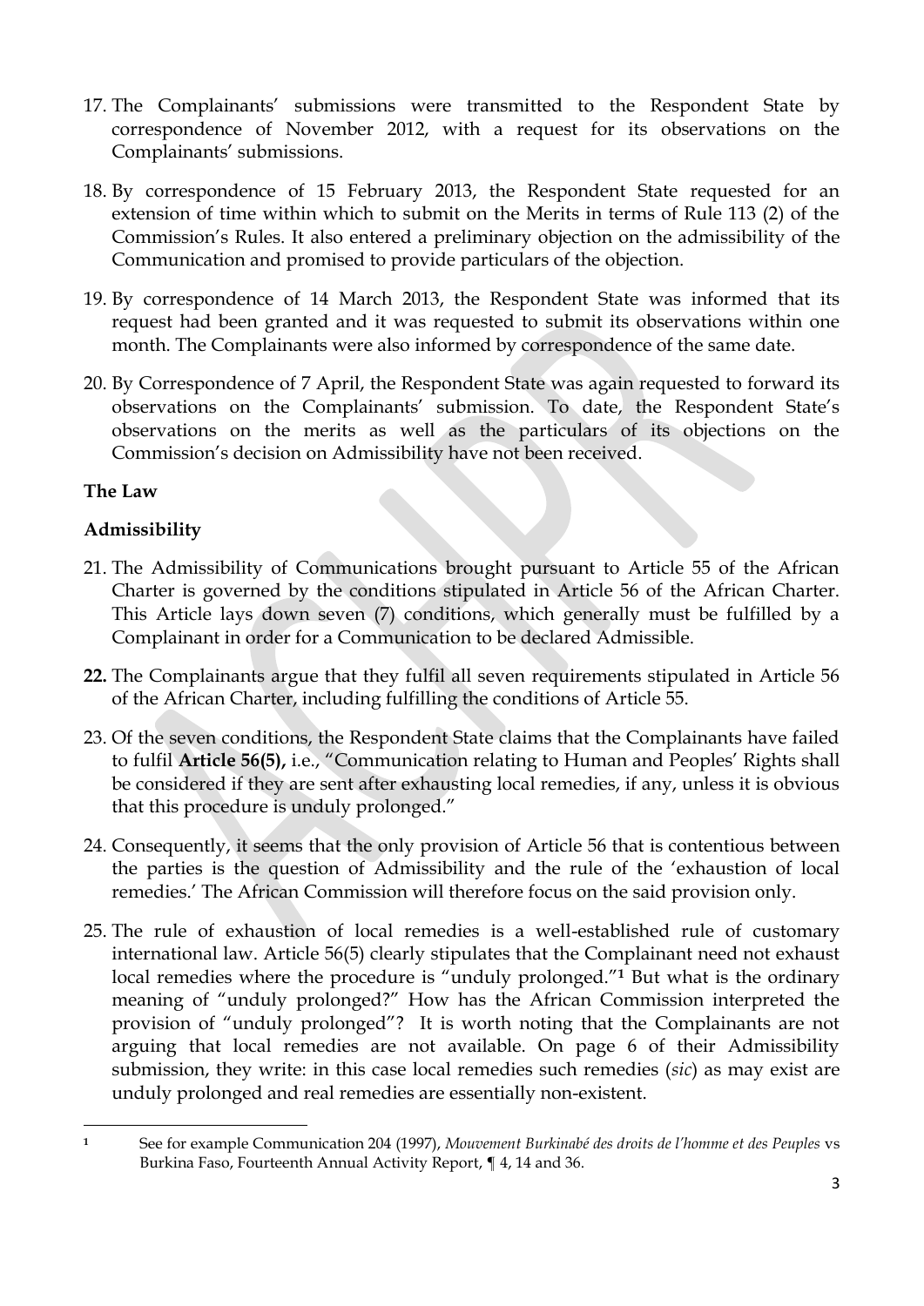17. The Complainants' submissions were transmitted to the Respondent State by correspondence of November 2012, with a request for its observations on the Complainants' submissions.

18. By correspondence of 15 February 2013, the Respondent State requested for an extension of time within which to submit on the Merits in terms of Rule 113 (2) of the Commission's Rules. It also entered a preliminary objection on the admissibility of the Communication and promised to provide particulars of the objection.

19. By correspondence of 14 March 2013, the Respondent State was informed that its request had been granted and it was requested to submit its observations within one month. The Complainants were also informed by correspondence of the same date.

20. By Correspondence of 7 April, the Respondent State was again requested to forward its observations on the Complainants' submission. To date, the Respondent State's observations on the merits as well as the particulars of its objections on the Commission's decision on Admissibility have not been received.

**The Law**

**Admissibility**

21. The Admissibility of Communications brought pursuant to Article 55 of the African Charter is governed by the conditions stipulated in Article 56 of the African Charter. This Article lays down seven (7) conditions, which generally must be fulfilled by a Complainant in order for a Communication to be declared Admissible.

**22.** The Complainants argue that they fulfil all seven requirements stipulated in Article 56 of the African Charter, including fulfilling the conditions of Article 55.

23. Of the seven conditions, the Respondent State claims that the Complainants have failed to fulfil **Article 56(5),** i.e., "Communication relating to Human and Peoples' Rights shall be considered if they are sent after exhausting local remedies, if any, unless it is obvious that this procedure is unduly prolonged."

24. Consequently, it seems that the only provision of Article 56 that is contentious between the parties is the question of Admissibility and the rule of the 'exhaustion of local remedies.' The African Commission will therefore focus on the said provision only.

25. The rule of exhaustion of local remedies is a well-established rule of customary international law. Article 56(5) clearly stipulates that the Complainant need not exhaust local remedies where the procedure is "unduly prolonged."[1] But what is the ordinary meaning of "unduly prolonged?" How has the African Commission interpreted the provision of "unduly prolonged"? It is worth noting that the Complainants are not arguing that local remedies are not available. On page 6 of their Admissibility submission, they write: in this case local remedies such remedies (*sic*) as may exist are unduly prolonged and real remedies are essentially non-existent.

---

[1] See for example Communication 204 (1997), *Mouvement Burkinabé des droits de l'homme et des Peuples* vs Burkina Faso, Fourteenth Annual Activity Report, ¶ 4, 14 and 36.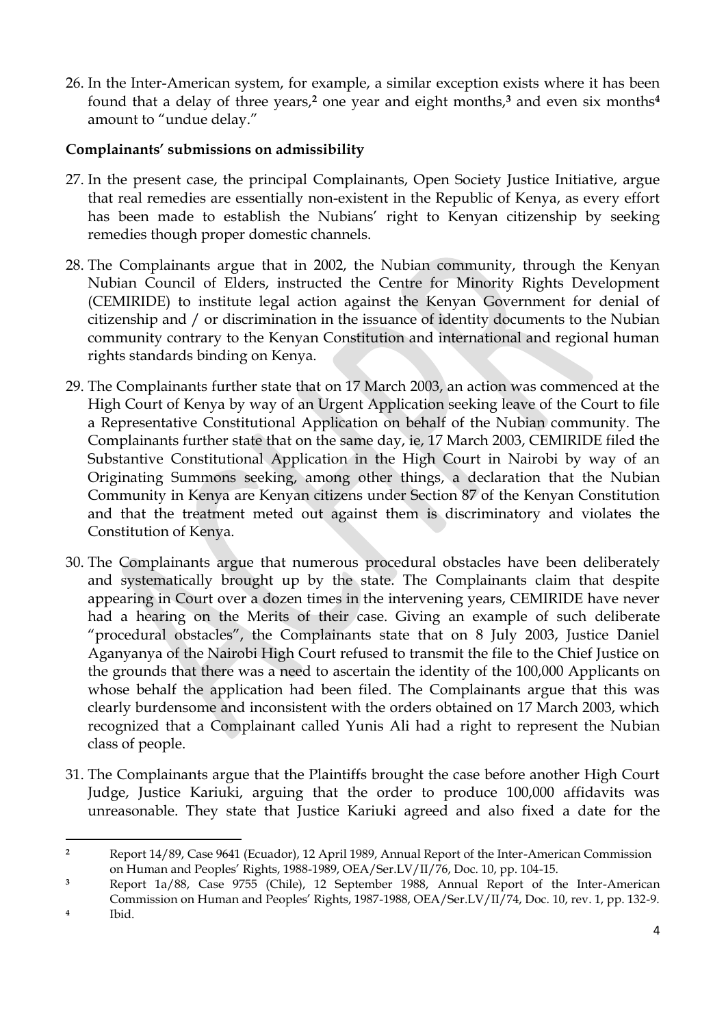26. In the Inter-American system, for example, a similar exception exists where it has been found that a delay of three years,[2] one year and eight months,[3] and even six months[4] amount to "undue delay."

**Complainants' submissions on admissibility**

27. In the present case, the principal Complainants, Open Society Justice Initiative, argue that real remedies are essentially non-existent in the Republic of Kenya, as every effort has been made to establish the Nubians' right to Kenyan citizenship by seeking remedies though proper domestic channels.

28. The Complainants argue that in 2002, the Nubian community, through the Kenyan Nubian Council of Elders, instructed the Centre for Minority Rights Development (CEMIRIDE) to institute legal action against the Kenyan Government for denial of citizenship and / or discrimination in the issuance of identity documents to the Nubian community contrary to the Kenyan Constitution and international and regional human rights standards binding on Kenya.

29. The Complainants further state that on 17 March 2003, an action was commenced at the High Court of Kenya by way of an Urgent Application seeking leave of the Court to file a Representative Constitutional Application on behalf of the Nubian community. The Complainants further state that on the same day, ie, 17 March 2003, CEMIRIDE filed the Substantive Constitutional Application in the High Court in Nairobi by way of an Originating Summons seeking, among other things, a declaration that the Nubian Community in Kenya are Kenyan citizens under Section 87 of the Kenyan Constitution and that the treatment meted out against them is discriminatory and violates the Constitution of Kenya.

30. The Complainants argue that numerous procedural obstacles have been deliberately and systematically brought up by the state. The Complainants claim that despite appearing in Court over a dozen times in the intervening years, CEMIRIDE have never had a hearing on the Merits of their case. Giving an example of such deliberate "procedural obstacles", the Complainants state that on 8 July 2003, Justice Daniel Aganyanya of the Nairobi High Court refused to transmit the file to the Chief Justice on the grounds that there was a need to ascertain the identity of the 100,000 Applicants on whose behalf the application had been filed. The Complainants argue that this was clearly burdensome and inconsistent with the orders obtained on 17 March 2003, which recognized that a Complainant called Yunis Ali had a right to represent the Nubian class of people.

31. The Complainants argue that the Plaintiffs brought the case before another High Court Judge, Justice Kariuki, arguing that the order to produce 100,000 affidavits was unreasonable. They state that Justice Kariuki agreed and also fixed a date for the

---

[2] Report 14/89, Case 9641 (Ecuador), 12 April 1989, Annual Report of the Inter-American Commission on Human and Peoples' Rights, 1988-1989, OEA/Ser.LV/II/76, Doc. 10, pp. 104-15.

[3] Report 1a/88, Case 9755 (Chile), 12 September 1988, Annual Report of the Inter-American Commission on Human and Peoples' Rights, 1987-1988, OEA/Ser.LV/II/74, Doc. 10, rev. 1, pp. 132-9.

[4] Ibid.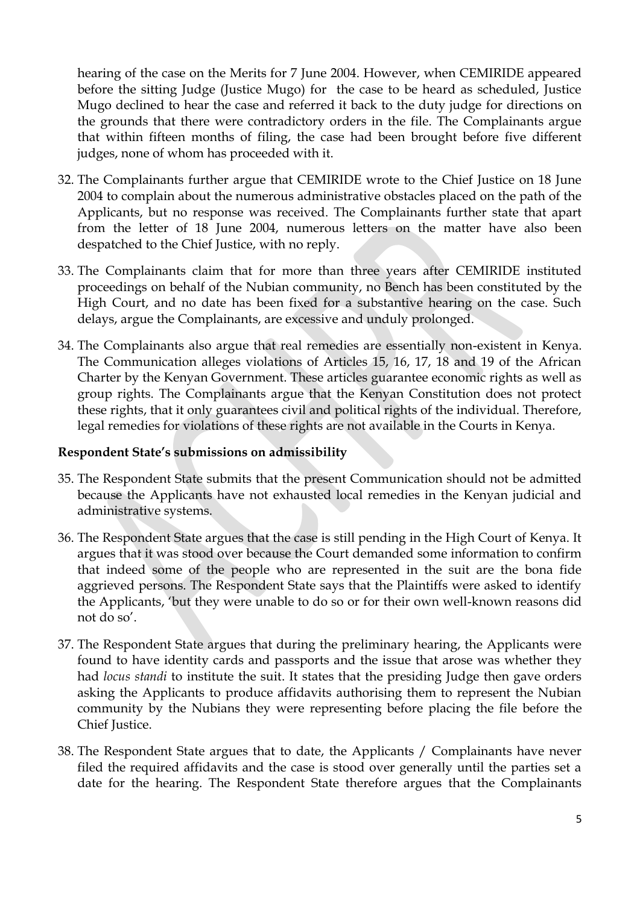hearing of the case on the Merits for 7 June 2004. However, when CEMIRIDE appeared before the sitting Judge (Justice Mugo) for the case to be heard as scheduled, Justice Mugo declined to hear the case and referred it back to the duty judge for directions on the grounds that there were contradictory orders in the file. The Complainants argue that within fifteen months of filing, the case had been brought before five different judges, none of whom has proceeded with it.

32. The Complainants further argue that CEMIRIDE wrote to the Chief Justice on 18 June 2004 to complain about the numerous administrative obstacles placed on the path of the Applicants, but no response was received. The Complainants further state that apart from the letter of 18 June 2004, numerous letters on the matter have also been despatched to the Chief Justice, with no reply.

33. The Complainants claim that for more than three years after CEMIRIDE instituted proceedings on behalf of the Nubian community, no Bench has been constituted by the High Court, and no date has been fixed for a substantive hearing on the case. Such delays, argue the Complainants, are excessive and unduly prolonged.

34. The Complainants also argue that real remedies are essentially non-existent in Kenya. The Communication alleges violations of Articles 15, 16, 17, 18 and 19 of the African Charter by the Kenyan Government. These articles guarantee economic rights as well as group rights. The Complainants argue that the Kenyan Constitution does not protect these rights, that it only guarantees civil and political rights of the individual. Therefore, legal remedies for violations of these rights are not available in the Courts in Kenya.

**Respondent State's submissions on admissibility**

35. The Respondent State submits that the present Communication should not be admitted because the Applicants have not exhausted local remedies in the Kenyan judicial and administrative systems.

36. The Respondent State argues that the case is still pending in the High Court of Kenya. It argues that it was stood over because the Court demanded some information to confirm that indeed some of the people who are represented in the suit are the bona fide aggrieved persons. The Respondent State says that the Plaintiffs were asked to identify the Applicants, 'but they were unable to do so or for their own well-known reasons did not do so'.

37. The Respondent State argues that during the preliminary hearing, the Applicants were found to have identity cards and passports and the issue that arose was whether they had *locus standi* to institute the suit. It states that the presiding Judge then gave orders asking the Applicants to produce affidavits authorising them to represent the Nubian community by the Nubians they were representing before placing the file before the Chief Justice.

38. The Respondent State argues that to date, the Applicants / Complainants have never filed the required affidavits and the case is stood over generally until the parties set a date for the hearing. The Respondent State therefore argues that the Complainants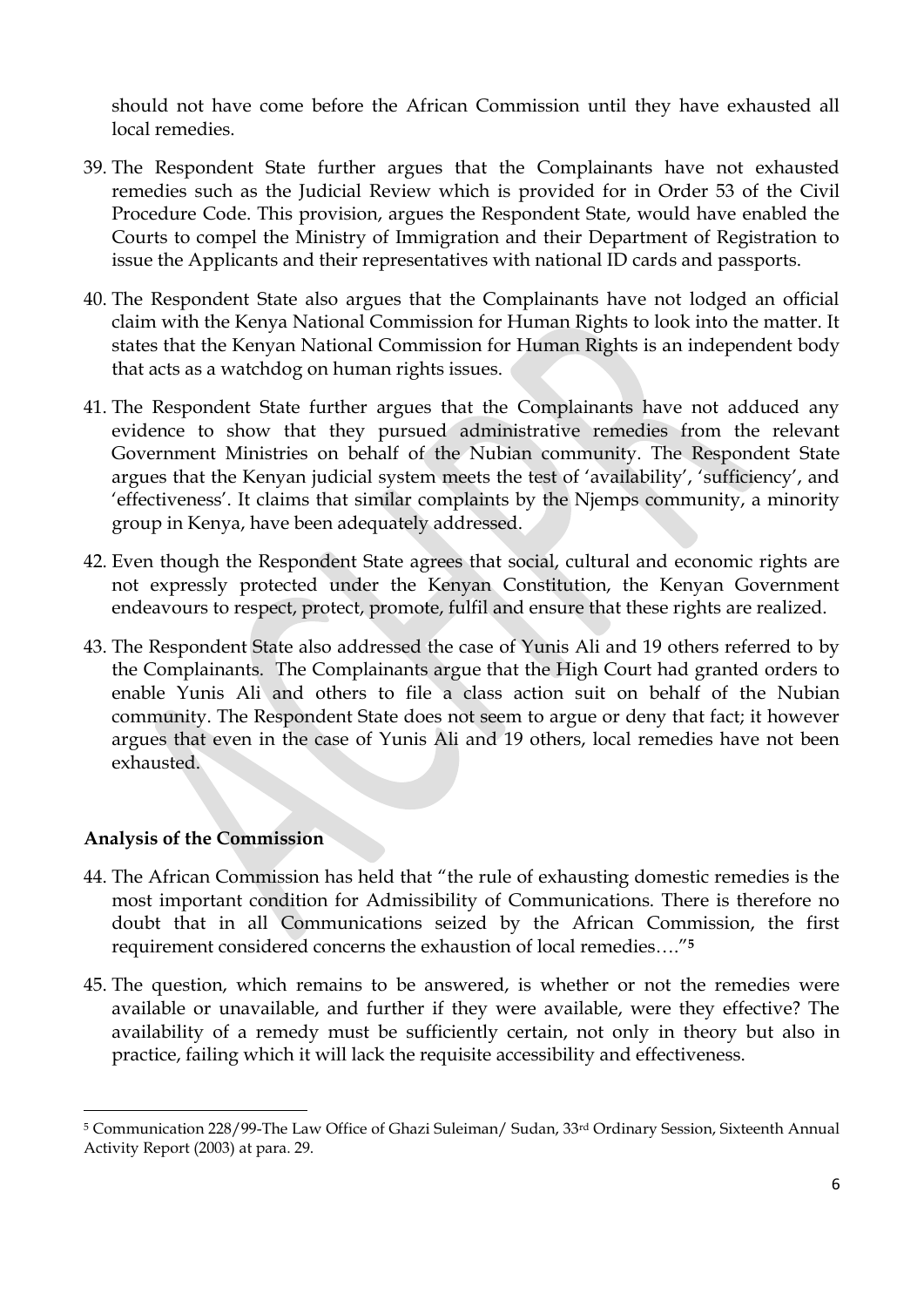should not have come before the African Commission until they have exhausted all local remedies.

39. The Respondent State further argues that the Complainants have not exhausted remedies such as the Judicial Review which is provided for in Order 53 of the Civil Procedure Code. This provision, argues the Respondent State, would have enabled the Courts to compel the Ministry of Immigration and their Department of Registration to issue the Applicants and their representatives with national ID cards and passports.

40. The Respondent State also argues that the Complainants have not lodged an official claim with the Kenya National Commission for Human Rights to look into the matter. It states that the Kenyan National Commission for Human Rights is an independent body that acts as a watchdog on human rights issues.

41. The Respondent State further argues that the Complainants have not adduced any evidence to show that they pursued administrative remedies from the relevant Government Ministries on behalf of the Nubian community. The Respondent State argues that the Kenyan judicial system meets the test of 'availability', 'sufficiency', and 'effectiveness'. It claims that similar complaints by the Njemps community, a minority group in Kenya, have been adequately addressed.

42. Even though the Respondent State agrees that social, cultural and economic rights are not expressly protected under the Kenyan Constitution, the Kenyan Government endeavours to respect, protect, promote, fulfil and ensure that these rights are realized.

43. The Respondent State also addressed the case of Yunis Ali and 19 others referred to by the Complainants. The Complainants argue that the High Court had granted orders to enable Yunis Ali and others to file a class action suit on behalf of the Nubian community. The Respondent State does not seem to argue or deny that fact; it however argues that even in the case of Yunis Ali and 19 others, local remedies have not been exhausted.

**Analysis of the Commission**

44. The African Commission has held that "the rule of exhausting domestic remedies is the most important condition for Admissibility of Communications. There is therefore no doubt that in all Communications seized by the African Commission, the first requirement considered concerns the exhaustion of local remedies…."[5]

45. The question, which remains to be answered, is whether or not the remedies were available or unavailable, and further if they were available, were they effective? The availability of a remedy must be sufficiently certain, not only in theory but also in practice, failing which it will lack the requisite accessibility and effectiveness.

---

[5] Communication 228/99-The Law Office of Ghazi Suleiman/ Sudan, 33rd Ordinary Session, Sixteenth Annual Activity Report (2003) at para. 29.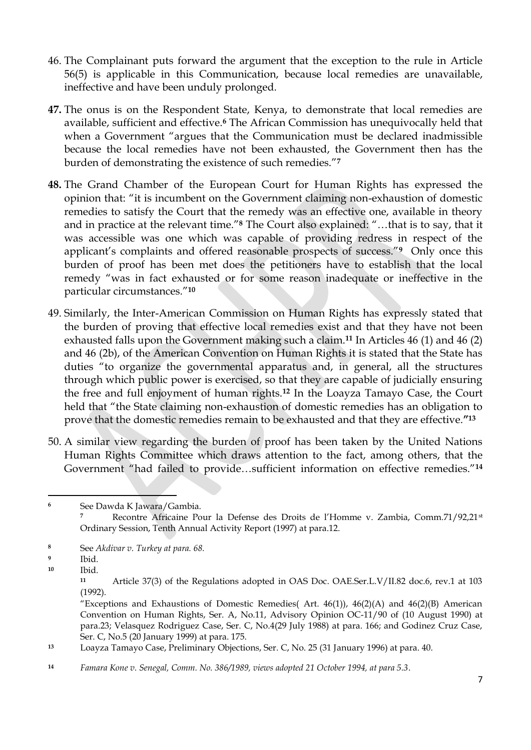46. The Complainant puts forward the argument that the exception to the rule in Article 56(5) is applicable in this Communication, because local remedies are unavailable, ineffective and have been unduly prolonged.

**47.** The onus is on the Respondent State, Kenya, to demonstrate that local remedies are available, sufficient and effective.[6] The African Commission has unequivocally held that when a Government "argues that the Communication must be declared inadmissible because the local remedies have not been exhausted, the Government then has the burden of demonstrating the existence of such remedies."[7]

**48.** The Grand Chamber of the European Court for Human Rights has expressed the opinion that: "it is incumbent on the Government claiming non-exhaustion of domestic remedies to satisfy the Court that the remedy was an effective one, available in theory and in practice at the relevant time."[8] The Court also explained: "…that is to say, that it was accessible was one which was capable of providing redress in respect of the applicant's complaints and offered reasonable prospects of success."[9] Only once this burden of proof has been met does the petitioners have to establish that the local remedy "was in fact exhausted or for some reason inadequate or ineffective in the particular circumstances."[10]

49. Similarly, the Inter-American Commission on Human Rights has expressly stated that the burden of proving that effective local remedies exist and that they have not been exhausted falls upon the Government making such a claim.[11] In Articles 46 (1) and 46 (2) and 46 (2b), of the American Convention on Human Rights it is stated that the State has duties "to organize the governmental apparatus and, in general, all the structures through which public power is exercised, so that they are capable of judicially ensuring the free and full enjoyment of human rights.[12] In the Loayza Tamayo Case, the Court held that "the State claiming non-exhaustion of domestic remedies has an obligation to prove that the domestic remedies remain to be exhausted and that they are effective.**"**[13]

50. A similar view regarding the burden of proof has been taken by the United Nations Human Rights Committee which draws attention to the fact, among others, that the Government "had failed to provide…sufficient information on effective remedies."[14]

---

[6] See Dawda K Jawara/Gambia.

[7] Recontre Africaine Pour la Defense des Droits de l'Homme v. Zambia, Comm.71/92,21st Ordinary Session, Tenth Annual Activity Report (1997) at para.12.

[8] See *Akdivar v. Turkey at para. 68.*

[9] Ibid.

[10] Ibid.

[11] Article 37(3) of the Regulations adopted in OAS Doc. OAE.Ser.L.V/II.82 doc.6, rev.1 at 103 (1992).

"Exceptions and Exhaustions of Domestic Remedies( Art. 46(1)), 46(2)(A) and 46(2)(B) American Convention on Human Rights, Ser. A, No.11, Advisory Opinion OC-11/90 of (10 August 1990) at para.23; Velasquez Rodriguez Case, Ser. C, No.4(29 July 1988) at para. 166; and Godinez Cruz Case, Ser. C, No.5 (20 January 1999) at para. 175.

[13] Loayza Tamayo Case, Preliminary Objections, Ser. C, No. 25 (31 January 1996) at para. 40.

[14] *Famara Kone v. Senegal, Comm. No. 386/1989, views adopted 21 October 1994, at para 5.3.*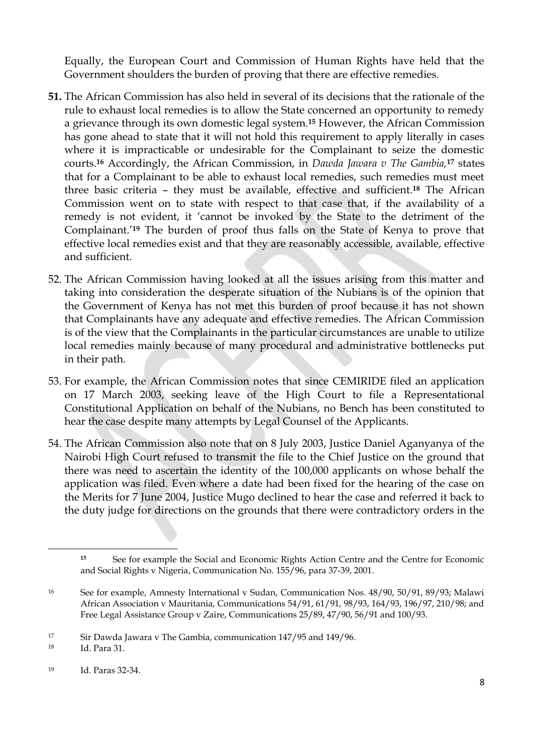Equally, the European Court and Commission of Human Rights have held that the Government shoulders the burden of proving that there are effective remedies.

**51.** The African Commission has also held in several of its decisions that the rationale of the rule to exhaust local remedies is to allow the State concerned an opportunity to remedy a grievance through its own domestic legal system.[15] However, the African Commission has gone ahead to state that it will not hold this requirement to apply literally in cases where it is impracticable or undesirable for the Complainant to seize the domestic courts.[16] Accordingly, the African Commission, in *Dawda Jawara v The Gambia*,[17] states that for a Complainant to be able to exhaust local remedies, such remedies must meet three basic criteria – they must be available, effective and sufficient.[18] The African Commission went on to state with respect to that case that, if the availability of a remedy is not evident, it 'cannot be invoked by the State to the detriment of the Complainant.'[19] The burden of proof thus falls on the State of Kenya to prove that effective local remedies exist and that they are reasonably accessible, available, effective and sufficient.

52. The African Commission having looked at all the issues arising from this matter and taking into consideration the desperate situation of the Nubians is of the opinion that the Government of Kenya has not met this burden of proof because it has not shown that Complainants have any adequate and effective remedies. The African Commission is of the view that the Complainants in the particular circumstances are unable to utilize local remedies mainly because of many procedural and administrative bottlenecks put in their path.

53. For example, the African Commission notes that since CEMIRIDE filed an application on 17 March 2003, seeking leave of the High Court to file a Representational Constitutional Application on behalf of the Nubians, no Bench has been constituted to hear the case despite many attempts by Legal Counsel of the Applicants.

54. The African Commission also note that on 8 July 2003, Justice Daniel Aganyanya of the Nairobi High Court refused to transmit the file to the Chief Justice on the ground that there was need to ascertain the identity of the 100,000 applicants on whose behalf the application was filed. Even where a date had been fixed for the hearing of the case on the Merits for 7 June 2004, Justice Mugo declined to hear the case and referred it back to the duty judge for directions on the grounds that there were contradictory orders in the

---

[15] See for example the Social and Economic Rights Action Centre and the Centre for Economic and Social Rights v Nigeria, Communication No. 155/96, para 37-39, 2001.

[16] See for example, Amnesty International v Sudan, Communication Nos. 48/90, 50/91, 89/93; Malawi African Association v Mauritania, Communications 54/91, 61/91, 98/93, 164/93, 196/97, 210/98; and Free Legal Assistance Group v Zaire, Communications 25/89, 47/90, 56/91 and 100/93.

[17] Sir Dawda Jawara v The Gambia, communication 147/95 and 149/96.

[18] Id. Para 31.

[19] Id. Paras 32-34.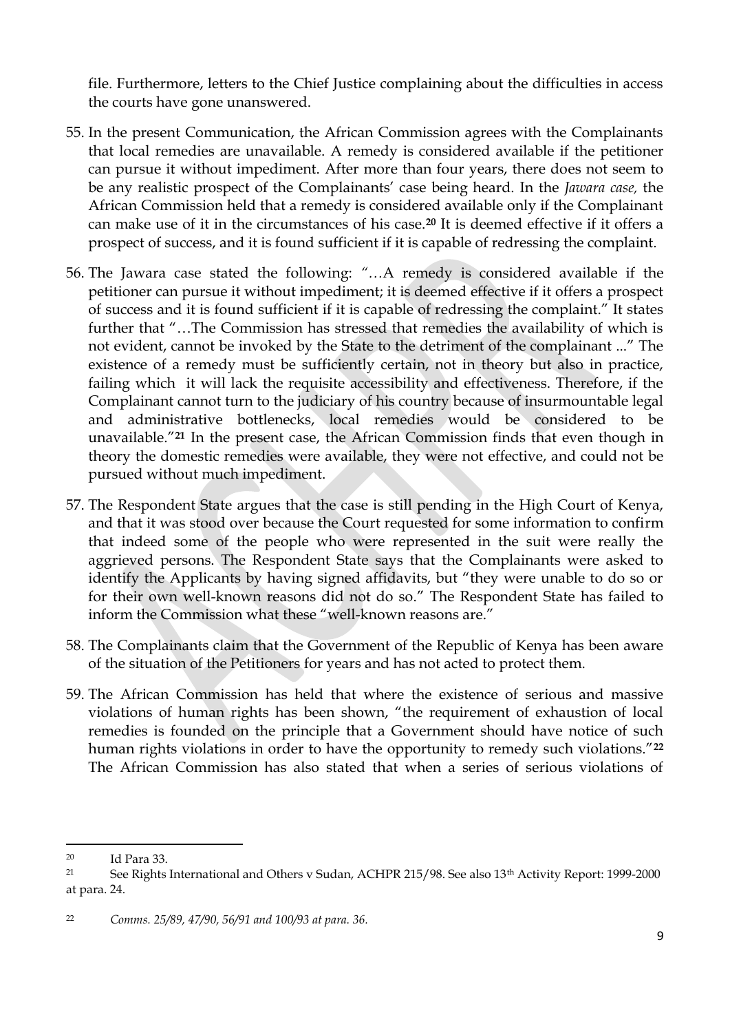file. Furthermore, letters to the Chief Justice complaining about the difficulties in access the courts have gone unanswered.

55. In the present Communication, the African Commission agrees with the Complainants that local remedies are unavailable. A remedy is considered available if the petitioner can pursue it without impediment. After more than four years, there does not seem to be any realistic prospect of the Complainants' case being heard. In the *Jawara case,* the African Commission held that a remedy is considered available only if the Complainant can make use of it in the circumstances of his case.[20] It is deemed effective if it offers a prospect of success, and it is found sufficient if it is capable of redressing the complaint.

56. The Jawara case stated the following: "…A remedy is considered available if the petitioner can pursue it without impediment; it is deemed effective if it offers a prospect of success and it is found sufficient if it is capable of redressing the complaint." It states further that "…The Commission has stressed that remedies the availability of which is not evident, cannot be invoked by the State to the detriment of the complainant ..." The existence of a remedy must be sufficiently certain, not in theory but also in practice, failing which it will lack the requisite accessibility and effectiveness. Therefore, if the Complainant cannot turn to the judiciary of his country because of insurmountable legal and administrative bottlenecks, local remedies would be considered to be unavailable."[21] In the present case, the African Commission finds that even though in theory the domestic remedies were available, they were not effective, and could not be pursued without much impediment.

57. The Respondent State argues that the case is still pending in the High Court of Kenya, and that it was stood over because the Court requested for some information to confirm that indeed some of the people who were represented in the suit were really the aggrieved persons. The Respondent State says that the Complainants were asked to identify the Applicants by having signed affidavits, but "they were unable to do so or for their own well-known reasons did not do so." The Respondent State has failed to inform the Commission what these "well-known reasons are."

58. The Complainants claim that the Government of the Republic of Kenya has been aware of the situation of the Petitioners for years and has not acted to protect them.

59. The African Commission has held that where the existence of serious and massive violations of human rights has been shown, "the requirement of exhaustion of local remedies is founded on the principle that a Government should have notice of such human rights violations in order to have the opportunity to remedy such violations."[22] The African Commission has also stated that when a series of serious violations of

---

[20] Id Para 33.

[21] See Rights International and Others v Sudan, ACHPR 215/98. See also 13th Activity Report: 1999-2000 at para. 24.

[22] *Comms. 25/89, 47/90, 56/91 and 100/93 at para. 36.*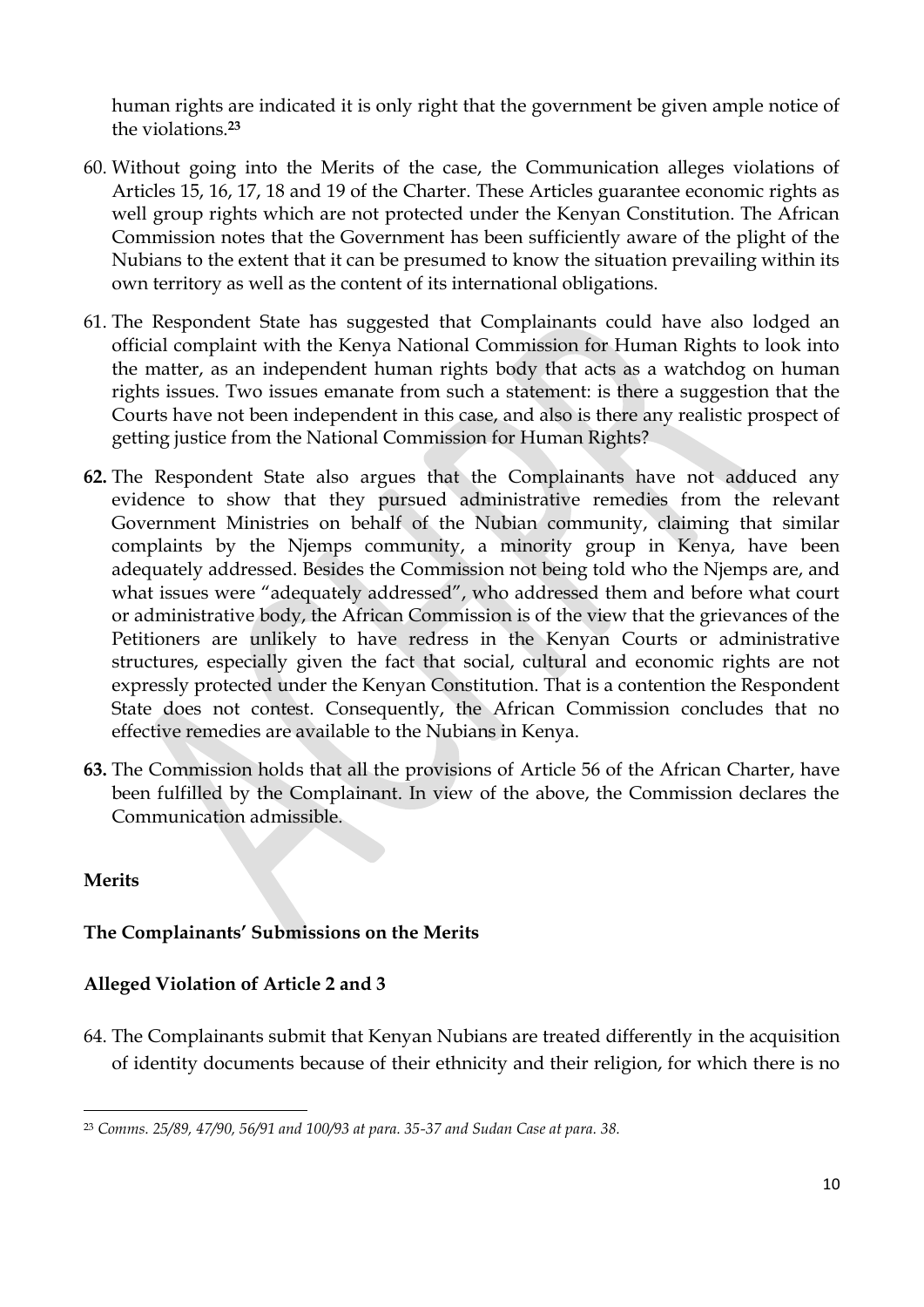human rights are indicated it is only right that the government be given ample notice of the violations.[23]

60. Without going into the Merits of the case, the Communication alleges violations of Articles 15, 16, 17, 18 and 19 of the Charter. These Articles guarantee economic rights as well group rights which are not protected under the Kenyan Constitution. The African Commission notes that the Government has been sufficiently aware of the plight of the Nubians to the extent that it can be presumed to know the situation prevailing within its own territory as well as the content of its international obligations.

61. The Respondent State has suggested that Complainants could have also lodged an official complaint with the Kenya National Commission for Human Rights to look into the matter, as an independent human rights body that acts as a watchdog on human rights issues. Two issues emanate from such a statement: is there a suggestion that the Courts have not been independent in this case, and also is there any realistic prospect of getting justice from the National Commission for Human Rights?

**62.** The Respondent State also argues that the Complainants have not adduced any evidence to show that they pursued administrative remedies from the relevant Government Ministries on behalf of the Nubian community, claiming that similar complaints by the Njemps community, a minority group in Kenya, have been adequately addressed. Besides the Commission not being told who the Njemps are, and what issues were "adequately addressed", who addressed them and before what court or administrative body, the African Commission is of the view that the grievances of the Petitioners are unlikely to have redress in the Kenyan Courts or administrative structures, especially given the fact that social, cultural and economic rights are not expressly protected under the Kenyan Constitution. That is a contention the Respondent State does not contest. Consequently, the African Commission concludes that no effective remedies are available to the Nubians in Kenya.

**63.** The Commission holds that all the provisions of Article 56 of the African Charter, have been fulfilled by the Complainant. In view of the above, the Commission declares the Communication admissible.

**Merits**

**The Complainants' Submissions on the Merits**

**Alleged Violation of Article 2 and 3**

64. The Complainants submit that Kenyan Nubians are treated differently in the acquisition of identity documents because of their ethnicity and their religion, for which there is no

---

[23] *Comms. 25/89, 47/90, 56/91 and 100/93 at para. 35-37 and Sudan Case at para. 38.*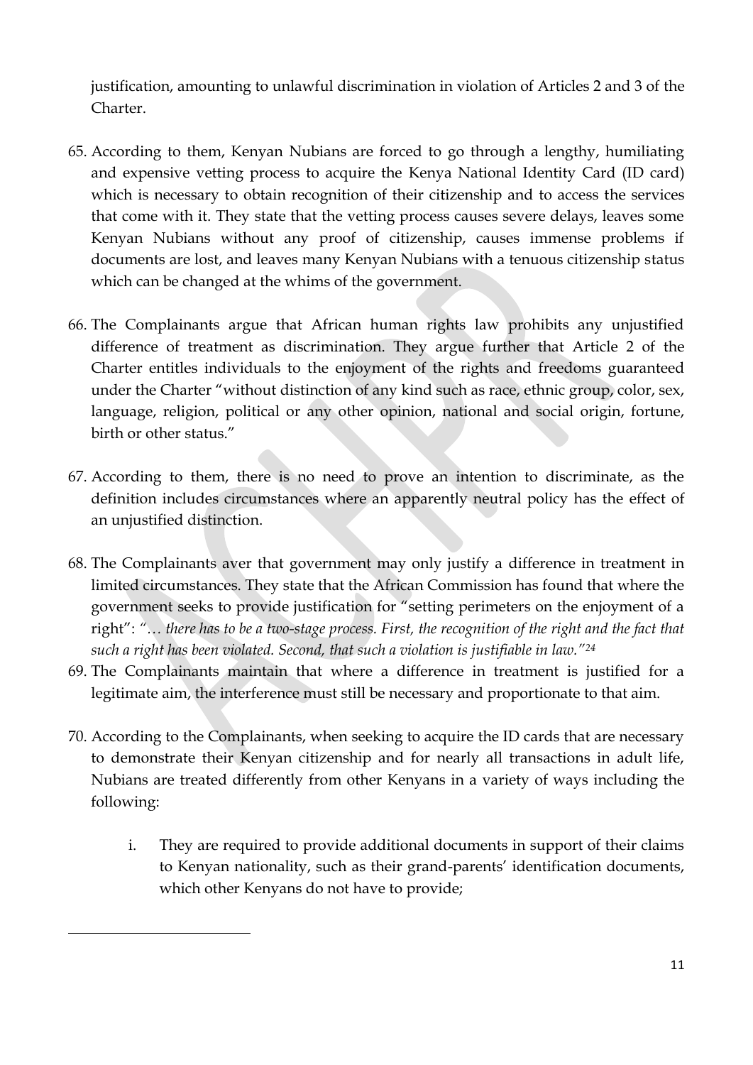justification, amounting to unlawful discrimination in violation of Articles 2 and 3 of the Charter.

65. According to them, Kenyan Nubians are forced to go through a lengthy, humiliating and expensive vetting process to acquire the Kenya National Identity Card (ID card) which is necessary to obtain recognition of their citizenship and to access the services that come with it. They state that the vetting process causes severe delays, leaves some Kenyan Nubians without any proof of citizenship, causes immense problems if documents are lost, and leaves many Kenyan Nubians with a tenuous citizenship status which can be changed at the whims of the government.

66. The Complainants argue that African human rights law prohibits any unjustified difference of treatment as discrimination. They argue further that Article 2 of the Charter entitles individuals to the enjoyment of the rights and freedoms guaranteed under the Charter "without distinction of any kind such as race, ethnic group, color, sex, language, religion, political or any other opinion, national and social origin, fortune, birth or other status."

67. According to them, there is no need to prove an intention to discriminate, as the definition includes circumstances where an apparently neutral policy has the effect of an unjustified distinction.

68. The Complainants aver that government may only justify a difference in treatment in limited circumstances. They state that the African Commission has found that where the government seeks to provide justification for "setting perimeters on the enjoyment of a right": *"… there has to be a two-stage process. First, the recognition of the right and the fact that such a right has been violated. Second, that such a violation is justifiable in law."*[24]

69. The Complainants maintain that where a difference in treatment is justified for a legitimate aim, the interference must still be necessary and proportionate to that aim.

70. According to the Complainants, when seeking to acquire the ID cards that are necessary to demonstrate their Kenyan citizenship and for nearly all transactions in adult life, Nubians are treated differently from other Kenyans in a variety of ways including the following:

    i. They are required to provide additional documents in support of their claims to Kenyan nationality, such as their grand-parents' identification documents, which other Kenyans do not have to provide;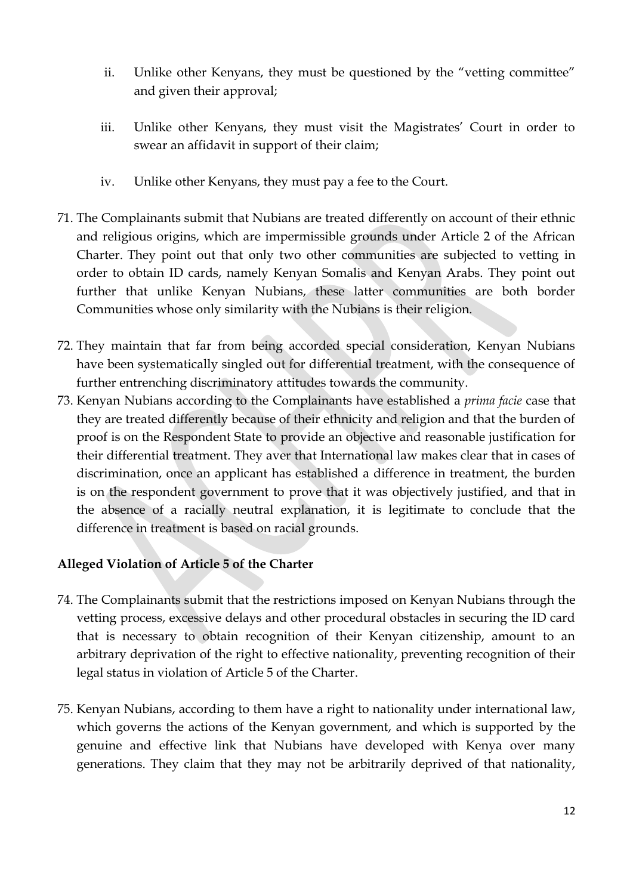ii. Unlike other Kenyans, they must be questioned by the "vetting committee" and given their approval;

iii. Unlike other Kenyans, they must visit the Magistrates' Court in order to swear an affidavit in support of their claim;

iv. Unlike other Kenyans, they must pay a fee to the Court.

71. The Complainants submit that Nubians are treated differently on account of their ethnic and religious origins, which are impermissible grounds under Article 2 of the African Charter. They point out that only two other communities are subjected to vetting in order to obtain ID cards, namely Kenyan Somalis and Kenyan Arabs. They point out further that unlike Kenyan Nubians, these latter communities are both border Communities whose only similarity with the Nubians is their religion.

72. They maintain that far from being accorded special consideration, Kenyan Nubians have been systematically singled out for differential treatment, with the consequence of further entrenching discriminatory attitudes towards the community.

73. Kenyan Nubians according to the Complainants have established a *prima facie* case that they are treated differently because of their ethnicity and religion and that the burden of proof is on the Respondent State to provide an objective and reasonable justification for their differential treatment. They aver that International law makes clear that in cases of discrimination, once an applicant has established a difference in treatment, the burden is on the respondent government to prove that it was objectively justified, and that in the absence of a racially neutral explanation, it is legitimate to conclude that the difference in treatment is based on racial grounds.

**Alleged Violation of Article 5 of the Charter**

74. The Complainants submit that the restrictions imposed on Kenyan Nubians through the vetting process, excessive delays and other procedural obstacles in securing the ID card that is necessary to obtain recognition of their Kenyan citizenship, amount to an arbitrary deprivation of the right to effective nationality, preventing recognition of their legal status in violation of Article 5 of the Charter.

75. Kenyan Nubians, according to them have a right to nationality under international law, which governs the actions of the Kenyan government, and which is supported by the genuine and effective link that Nubians have developed with Kenya over many generations. They claim that they may not be arbitrarily deprived of that nationality,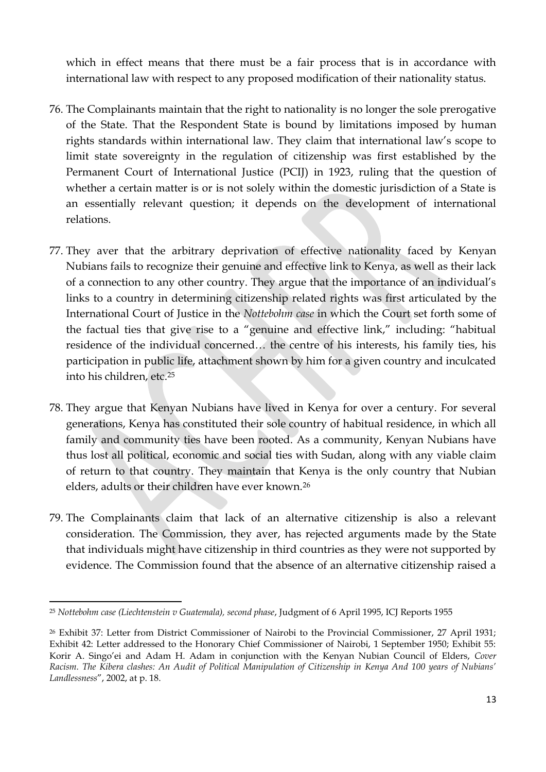which in effect means that there must be a fair process that is in accordance with international law with respect to any proposed modification of their nationality status.

76. The Complainants maintain that the right to nationality is no longer the sole prerogative of the State. That the Respondent State is bound by limitations imposed by human rights standards within international law. They claim that international law's scope to limit state sovereignty in the regulation of citizenship was first established by the Permanent Court of International Justice (PCIJ) in 1923, ruling that the question of whether a certain matter is or is not solely within the domestic jurisdiction of a State is an essentially relevant question; it depends on the development of international relations.

77. They aver that the arbitrary deprivation of effective nationality faced by Kenyan Nubians fails to recognize their genuine and effective link to Kenya, as well as their lack of a connection to any other country. They argue that the importance of an individual's links to a country in determining citizenship related rights was first articulated by the International Court of Justice in the *Nottebohm case* in which the Court set forth some of the factual ties that give rise to a "genuine and effective link," including: "habitual residence of the individual concerned… the centre of his interests, his family ties, his participation in public life, attachment shown by him for a given country and inculcated into his children, etc.[25]

78. They argue that Kenyan Nubians have lived in Kenya for over a century. For several generations, Kenya has constituted their sole country of habitual residence, in which all family and community ties have been rooted. As a community, Kenyan Nubians have thus lost all political, economic and social ties with Sudan, along with any viable claim of return to that country. They maintain that Kenya is the only country that Nubian elders, adults or their children have ever known.[26]

79. The Complainants claim that lack of an alternative citizenship is also a relevant consideration. The Commission, they aver, has rejected arguments made by the State that individuals might have citizenship in third countries as they were not supported by evidence. The Commission found that the absence of an alternative citizenship raised a

---

[25] *Nottebohm case (Liechtenstein v Guatemala), second phase*, Judgment of 6 April 1995, ICJ Reports 1955

[26] Exhibit 37: Letter from District Commissioner of Nairobi to the Provincial Commissioner, 27 April 1931; Exhibit 42: Letter addressed to the Honorary Chief Commissioner of Nairobi, 1 September 1950; Exhibit 55: Korir A. Singo'ei and Adam H. Adam in conjunction with the Kenyan Nubian Council of Elders, *Cover Racism. The Kibera clashes: An Audit of Political Manipulation of Citizenship in Kenya And 100 years of Nubians' Landlessness*", 2002, at p. 18.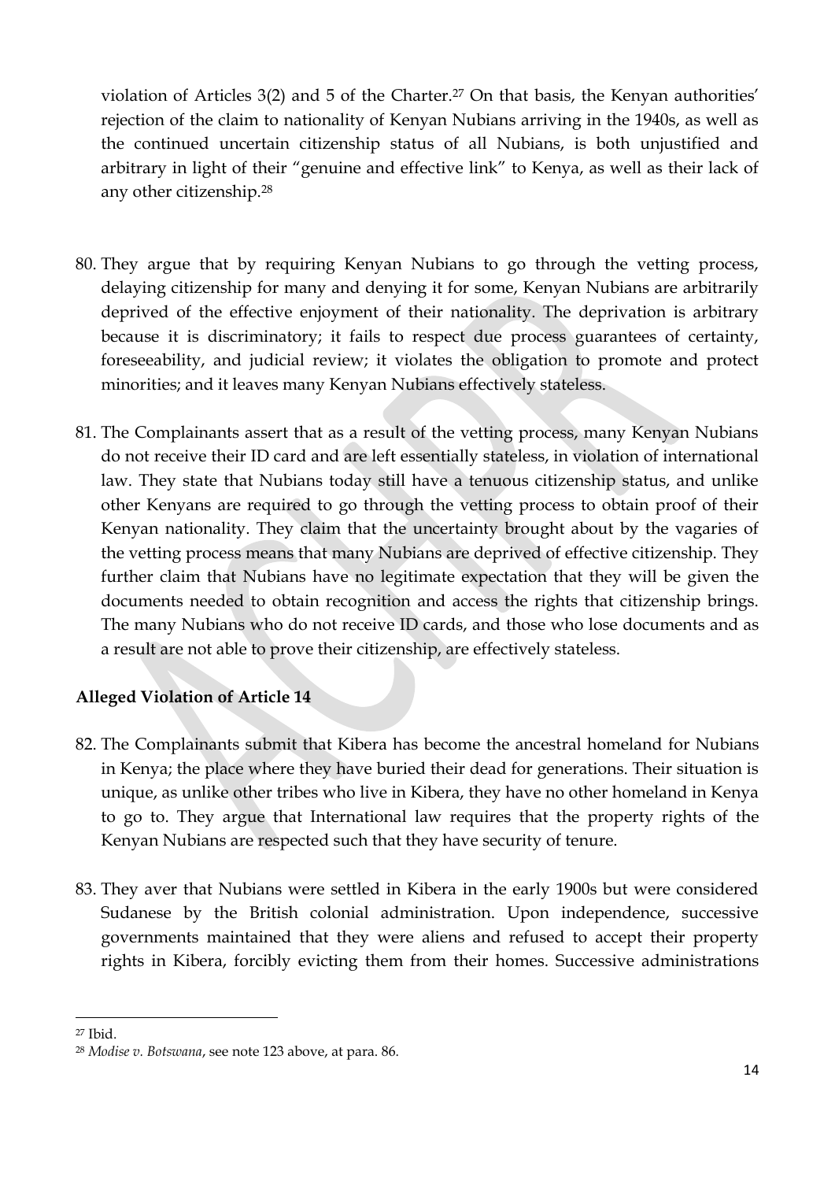violation of Articles 3(2) and 5 of the Charter.[27] On that basis, the Kenyan authorities' rejection of the claim to nationality of Kenyan Nubians arriving in the 1940s, as well as the continued uncertain citizenship status of all Nubians, is both unjustified and arbitrary in light of their "genuine and effective link" to Kenya, as well as their lack of any other citizenship.[28]

80. They argue that by requiring Kenyan Nubians to go through the vetting process, delaying citizenship for many and denying it for some, Kenyan Nubians are arbitrarily deprived of the effective enjoyment of their nationality. The deprivation is arbitrary because it is discriminatory; it fails to respect due process guarantees of certainty, foreseeability, and judicial review; it violates the obligation to promote and protect minorities; and it leaves many Kenyan Nubians effectively stateless.

81. The Complainants assert that as a result of the vetting process, many Kenyan Nubians do not receive their ID card and are left essentially stateless, in violation of international law. They state that Nubians today still have a tenuous citizenship status, and unlike other Kenyans are required to go through the vetting process to obtain proof of their Kenyan nationality. They claim that the uncertainty brought about by the vagaries of the vetting process means that many Nubians are deprived of effective citizenship. They further claim that Nubians have no legitimate expectation that they will be given the documents needed to obtain recognition and access the rights that citizenship brings. The many Nubians who do not receive ID cards, and those who lose documents and as a result are not able to prove their citizenship, are effectively stateless.

**Alleged Violation of Article 14**

82. The Complainants submit that Kibera has become the ancestral homeland for Nubians in Kenya; the place where they have buried their dead for generations. Their situation is unique, as unlike other tribes who live in Kibera, they have no other homeland in Kenya to go to. They argue that International law requires that the property rights of the Kenyan Nubians are respected such that they have security of tenure.

83. They aver that Nubians were settled in Kibera in the early 1900s but were considered Sudanese by the British colonial administration. Upon independence, successive governments maintained that they were aliens and refused to accept their property rights in Kibera, forcibly evicting them from their homes. Successive administrations

---

[27] Ibid.

[28] *Modise v. Botswana*, see note 123 above, at para. 86.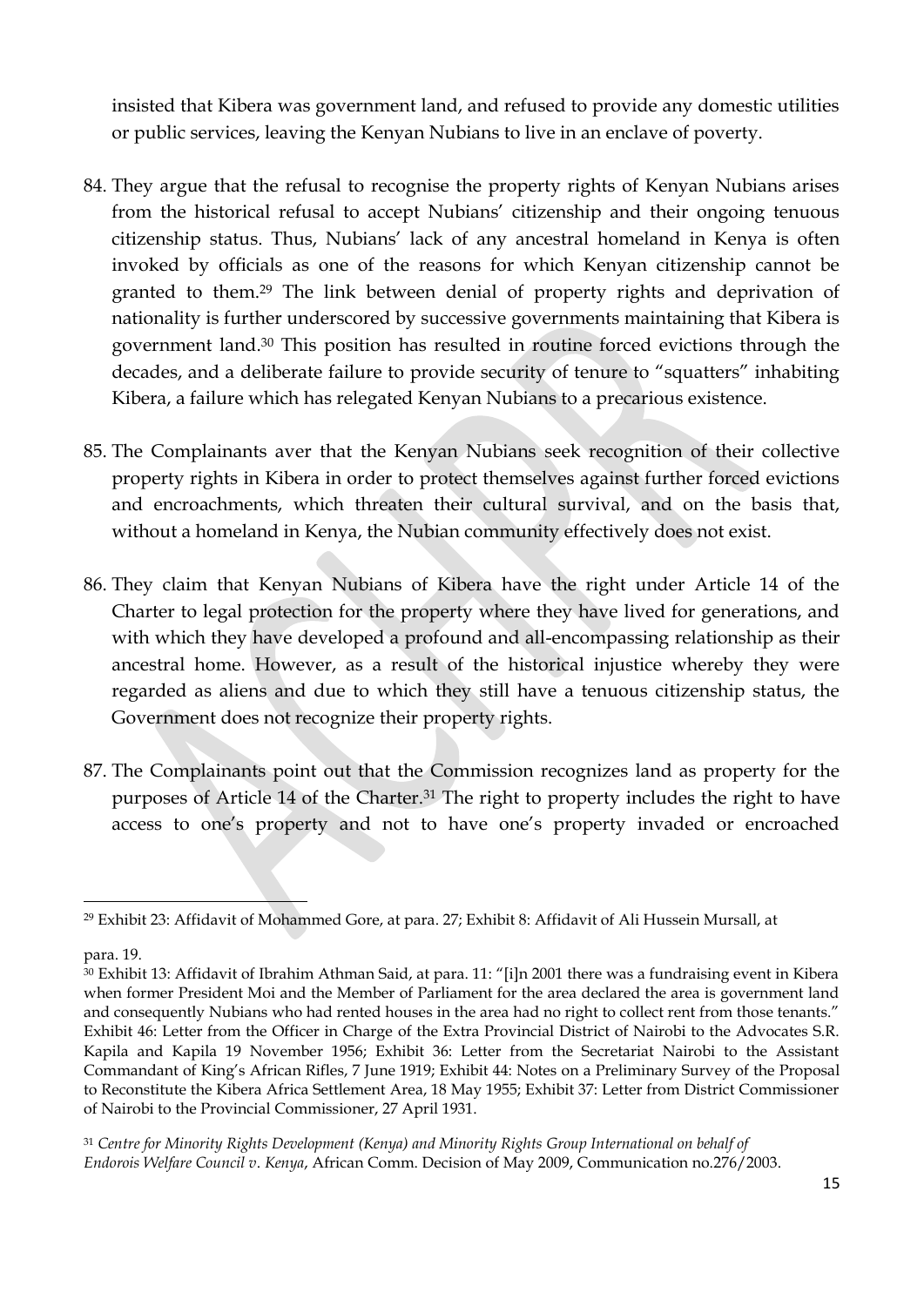insisted that Kibera was government land, and refused to provide any domestic utilities or public services, leaving the Kenyan Nubians to live in an enclave of poverty.

84. They argue that the refusal to recognise the property rights of Kenyan Nubians arises from the historical refusal to accept Nubians' citizenship and their ongoing tenuous citizenship status. Thus, Nubians' lack of any ancestral homeland in Kenya is often invoked by officials as one of the reasons for which Kenyan citizenship cannot be granted to them.[29] The link between denial of property rights and deprivation of nationality is further underscored by successive governments maintaining that Kibera is government land.[30] This position has resulted in routine forced evictions through the decades, and a deliberate failure to provide security of tenure to "squatters" inhabiting Kibera, a failure which has relegated Kenyan Nubians to a precarious existence.

85. The Complainants aver that the Kenyan Nubians seek recognition of their collective property rights in Kibera in order to protect themselves against further forced evictions and encroachments, which threaten their cultural survival, and on the basis that, without a homeland in Kenya, the Nubian community effectively does not exist.

86. They claim that Kenyan Nubians of Kibera have the right under Article 14 of the Charter to legal protection for the property where they have lived for generations, and with which they have developed a profound and all-encompassing relationship as their ancestral home. However, as a result of the historical injustice whereby they were regarded as aliens and due to which they still have a tenuous citizenship status, the Government does not recognize their property rights.

87. The Complainants point out that the Commission recognizes land as property for the purposes of Article 14 of the Charter.[31] The right to property includes the right to have access to one's property and not to have one's property invaded or encroached

---

[29] Exhibit 23: Affidavit of Mohammed Gore, at para. 27; Exhibit 8: Affidavit of Ali Hussein Mursall, at para. 19.

[30] Exhibit 13: Affidavit of Ibrahim Athman Said, at para. 11: "[i]n 2001 there was a fundraising event in Kibera when former President Moi and the Member of Parliament for the area declared the area is government land and consequently Nubians who had rented houses in the area had no right to collect rent from those tenants." Exhibit 46: Letter from the Officer in Charge of the Extra Provincial District of Nairobi to the Advocates S.R. Kapila and Kapila 19 November 1956; Exhibit 36: Letter from the Secretariat Nairobi to the Assistant Commandant of King's African Rifles, 7 June 1919; Exhibit 44: Notes on a Preliminary Survey of the Proposal to Reconstitute the Kibera Africa Settlement Area, 18 May 1955; Exhibit 37: Letter from District Commissioner of Nairobi to the Provincial Commissioner, 27 April 1931.

[31] *Centre for Minority Rights Development (Kenya) and Minority Rights Group International on behalf of Endorois Welfare Council v. Kenya*, African Comm. Decision of May 2009, Communication no.276/2003.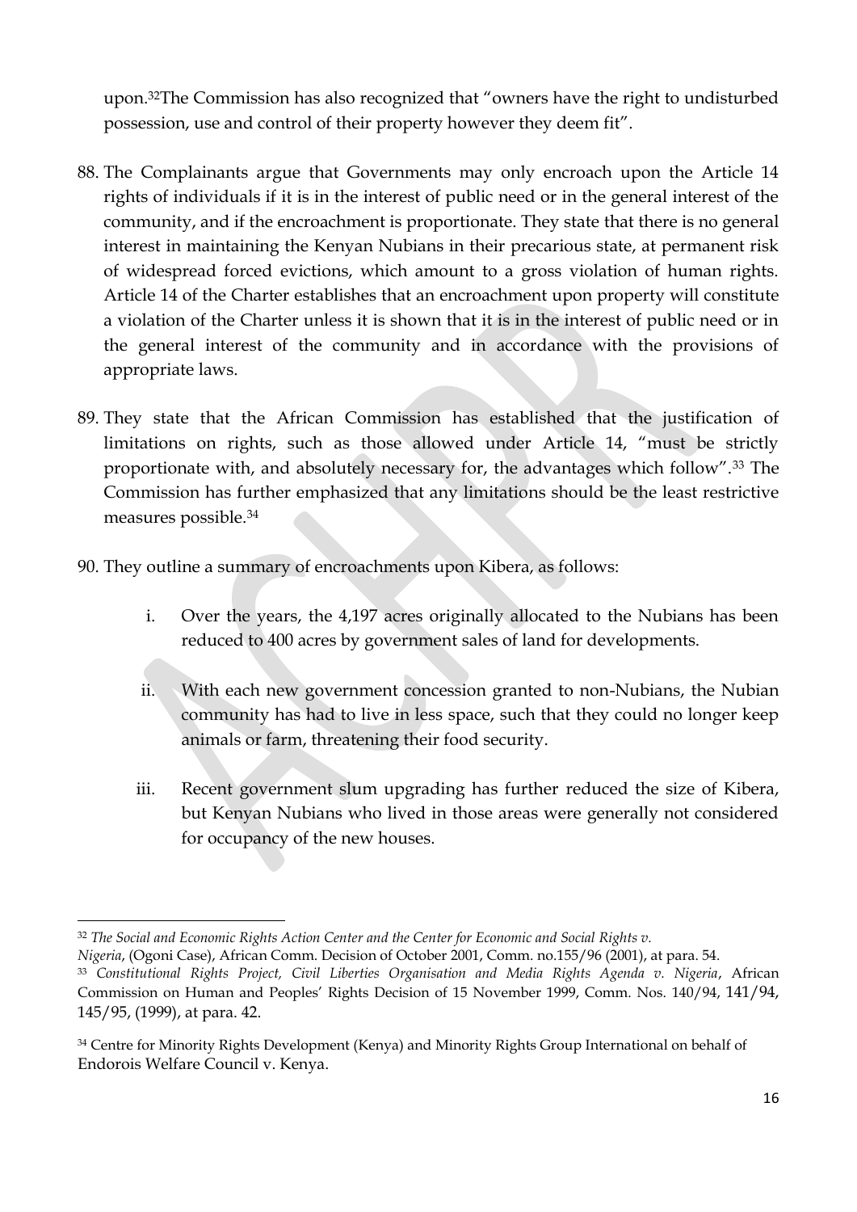upon.[32] The Commission has also recognized that "owners have the right to undisturbed possession, use and control of their property however they deem fit".

88. The Complainants argue that Governments may only encroach upon the Article 14 rights of individuals if it is in the interest of public need or in the general interest of the community, and if the encroachment is proportionate. They state that there is no general interest in maintaining the Kenyan Nubians in their precarious state, at permanent risk of widespread forced evictions, which amount to a gross violation of human rights. Article 14 of the Charter establishes that an encroachment upon property will constitute a violation of the Charter unless it is shown that it is in the interest of public need or in the general interest of the community and in accordance with the provisions of appropriate laws.

89. They state that the African Commission has established that the justification of limitations on rights, such as those allowed under Article 14, "must be strictly proportionate with, and absolutely necessary for, the advantages which follow".[33] The Commission has further emphasized that any limitations should be the least restrictive measures possible.[34]

90. They outline a summary of encroachments upon Kibera, as follows:

    i. Over the years, the 4,197 acres originally allocated to the Nubians has been reduced to 400 acres by government sales of land for developments.

    ii. With each new government concession granted to non-Nubians, the Nubian community has had to live in less space, such that they could no longer keep animals or farm, threatening their food security.

    iii. Recent government slum upgrading has further reduced the size of Kibera, but Kenyan Nubians who lived in those areas were generally not considered for occupancy of the new houses.

---

[32] *The Social and Economic Rights Action Center and the Center for Economic and Social Rights v. Nigeria*, (Ogoni Case), African Comm. Decision of October 2001, Comm. no.155/96 (2001), at para. 54.

[33] *Constitutional Rights Project, Civil Liberties Organisation and Media Rights Agenda v. Nigeria*, African Commission on Human and Peoples' Rights Decision of 15 November 1999, Comm. Nos. 140/94, 141/94, 145/95, (1999), at para. 42.

[34] Centre for Minority Rights Development (Kenya) and Minority Rights Group International on behalf of Endorois Welfare Council v. Kenya.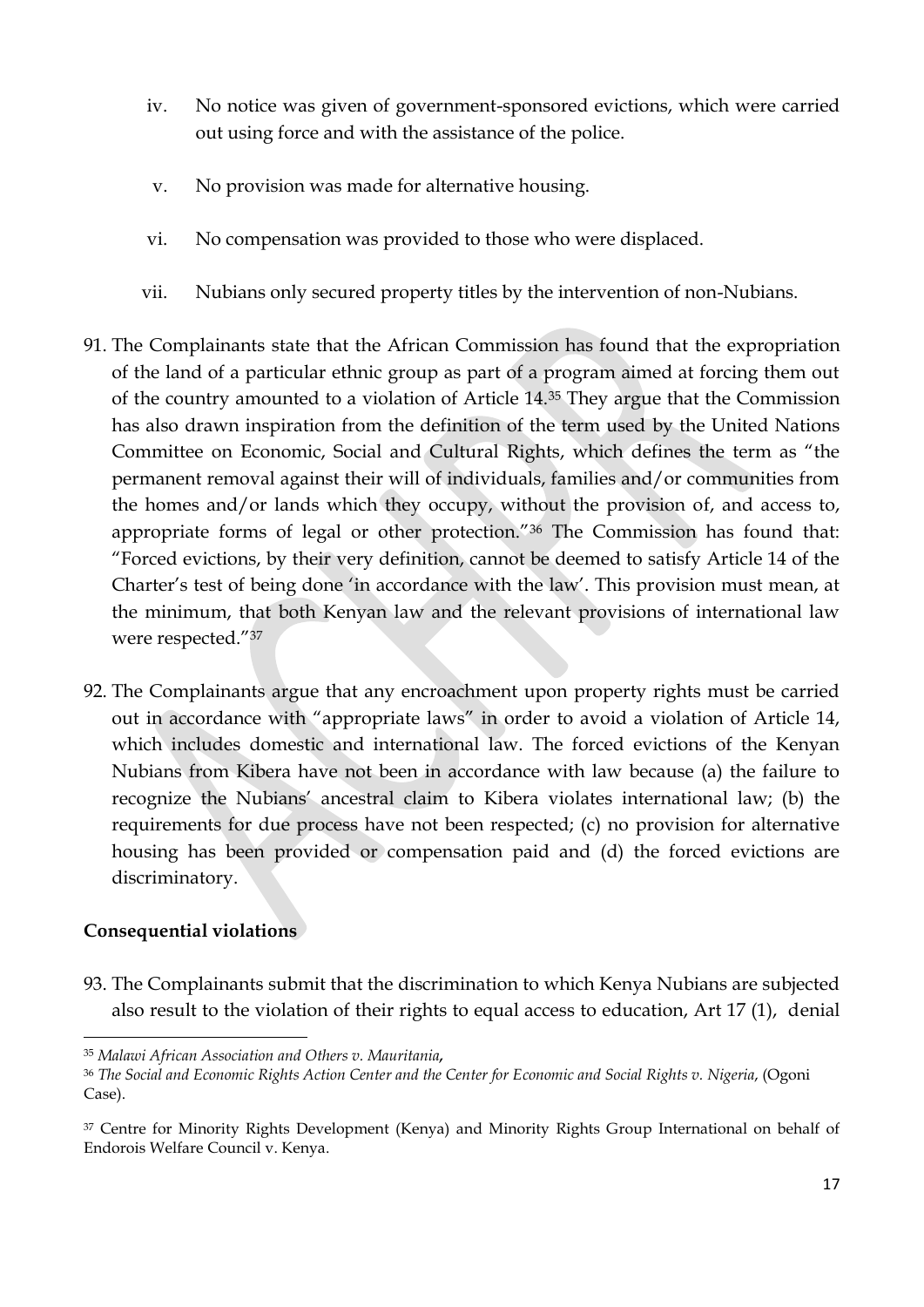iv. No notice was given of government-sponsored evictions, which were carried out using force and with the assistance of the police.

v. No provision was made for alternative housing.

vi. No compensation was provided to those who were displaced.

vii. Nubians only secured property titles by the intervention of non-Nubians.

91. The Complainants state that the African Commission has found that the expropriation of the land of a particular ethnic group as part of a program aimed at forcing them out of the country amounted to a violation of Article 14.[35] They argue that the Commission has also drawn inspiration from the definition of the term used by the United Nations Committee on Economic, Social and Cultural Rights, which defines the term as "the permanent removal against their will of individuals, families and/or communities from the homes and/or lands which they occupy, without the provision of, and access to, appropriate forms of legal or other protection."[36] The Commission has found that: "Forced evictions, by their very definition, cannot be deemed to satisfy Article 14 of the Charter's test of being done 'in accordance with the law'. This provision must mean, at the minimum, that both Kenyan law and the relevant provisions of international law were respected."[37]

92. The Complainants argue that any encroachment upon property rights must be carried out in accordance with "appropriate laws" in order to avoid a violation of Article 14, which includes domestic and international law. The forced evictions of the Kenyan Nubians from Kibera have not been in accordance with law because (a) the failure to recognize the Nubians' ancestral claim to Kibera violates international law; (b) the requirements for due process have not been respected; (c) no provision for alternative housing has been provided or compensation paid and (d) the forced evictions are discriminatory.

**Consequential violations**

93. The Complainants submit that the discrimination to which Kenya Nubians are subjected also result to the violation of their rights to equal access to education, Art 17 (1), denial

---

[35] *Malawi African Association and Others v. Mauritania*,

[36] *The Social and Economic Rights Action Center and the Center for Economic and Social Rights v. Nigeria*, (Ogoni Case).

[37] Centre for Minority Rights Development (Kenya) and Minority Rights Group International on behalf of Endorois Welfare Council v. Kenya.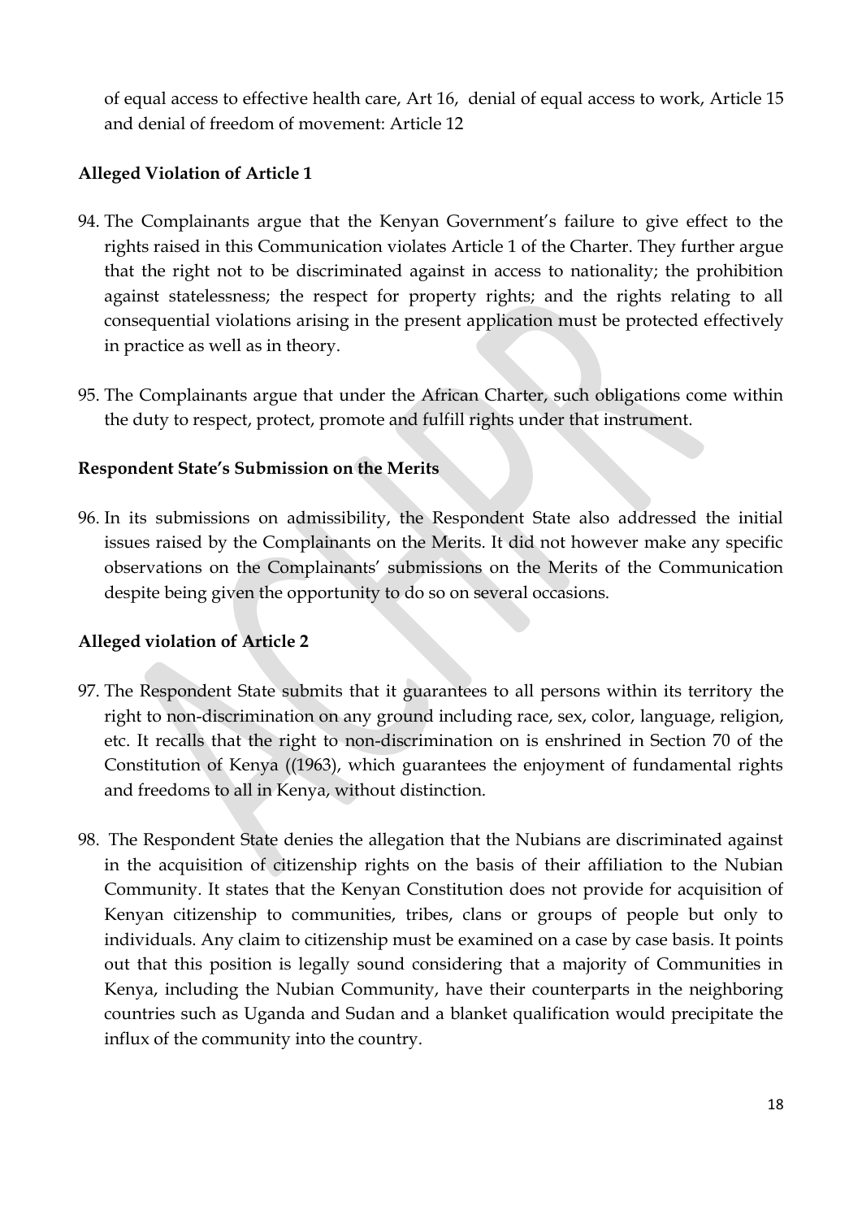of equal access to effective health care, Art 16, denial of equal access to work, Article 15 and denial of freedom of movement: Article 12

**Alleged Violation of Article 1**

94. The Complainants argue that the Kenyan Government's failure to give effect to the rights raised in this Communication violates Article 1 of the Charter. They further argue that the right not to be discriminated against in access to nationality; the prohibition against statelessness; the respect for property rights; and the rights relating to all consequential violations arising in the present application must be protected effectively in practice as well as in theory.

95. The Complainants argue that under the African Charter, such obligations come within the duty to respect, protect, promote and fulfill rights under that instrument.

**Respondent State's Submission on the Merits**

96. In its submissions on admissibility, the Respondent State also addressed the initial issues raised by the Complainants on the Merits. It did not however make any specific observations on the Complainants' submissions on the Merits of the Communication despite being given the opportunity to do so on several occasions.

**Alleged violation of Article 2**

97. The Respondent State submits that it guarantees to all persons within its territory the right to non-discrimination on any ground including race, sex, color, language, religion, etc. It recalls that the right to non-discrimination on is enshrined in Section 70 of the Constitution of Kenya ((1963), which guarantees the enjoyment of fundamental rights and freedoms to all in Kenya, without distinction.

98. The Respondent State denies the allegation that the Nubians are discriminated against in the acquisition of citizenship rights on the basis of their affiliation to the Nubian Community. It states that the Kenyan Constitution does not provide for acquisition of Kenyan citizenship to communities, tribes, clans or groups of people but only to individuals. Any claim to citizenship must be examined on a case by case basis. It points out that this position is legally sound considering that a majority of Communities in Kenya, including the Nubian Community, have their counterparts in the neighboring countries such as Uganda and Sudan and a blanket qualification would precipitate the influx of the community into the country.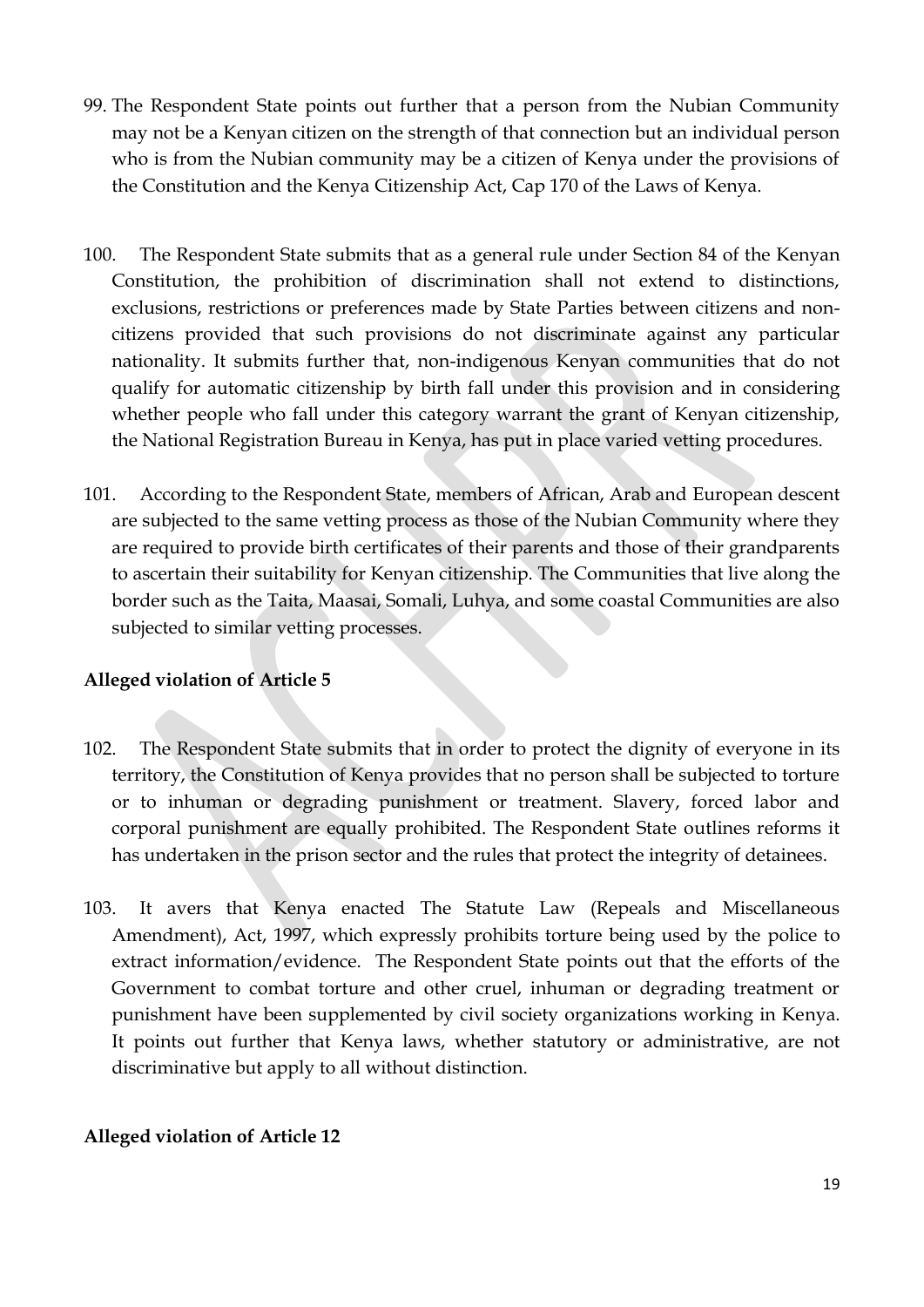99. The Respondent State points out further that a person from the Nubian Community may not be a Kenyan citizen on the strength of that connection but an individual person who is from the Nubian community may be a citizen of Kenya under the provisions of the Constitution and the Kenya Citizenship Act, Cap 170 of the Laws of Kenya.

100. The Respondent State submits that as a general rule under Section 84 of the Kenyan Constitution, the prohibition of discrimination shall not extend to distinctions, exclusions, restrictions or preferences made by State Parties between citizens and non-citizens provided that such provisions do not discriminate against any particular nationality. It submits further that, non-indigenous Kenyan communities that do not qualify for automatic citizenship by birth fall under this provision and in considering whether people who fall under this category warrant the grant of Kenyan citizenship, the National Registration Bureau in Kenya, has put in place varied vetting procedures.

101. According to the Respondent State, members of African, Arab and European descent are subjected to the same vetting process as those of the Nubian Community where they are required to provide birth certificates of their parents and those of their grandparents to ascertain their suitability for Kenyan citizenship. The Communities that live along the border such as the Taita, Maasai, Somali, Luhya, and some coastal Communities are also subjected to similar vetting processes.

**Alleged violation of Article 5**

102. The Respondent State submits that in order to protect the dignity of everyone in its territory, the Constitution of Kenya provides that no person shall be subjected to torture or to inhuman or degrading punishment or treatment. Slavery, forced labor and corporal punishment are equally prohibited. The Respondent State outlines reforms it has undertaken in the prison sector and the rules that protect the integrity of detainees.

103. It avers that Kenya enacted The Statute Law (Repeals and Miscellaneous Amendment), Act, 1997, which expressly prohibits torture being used by the police to extract information/evidence. The Respondent State points out that the efforts of the Government to combat torture and other cruel, inhuman or degrading treatment or punishment have been supplemented by civil society organizations working in Kenya. It points out further that Kenya laws, whether statutory or administrative, are not discriminative but apply to all without distinction.

**Alleged violation of Article 12**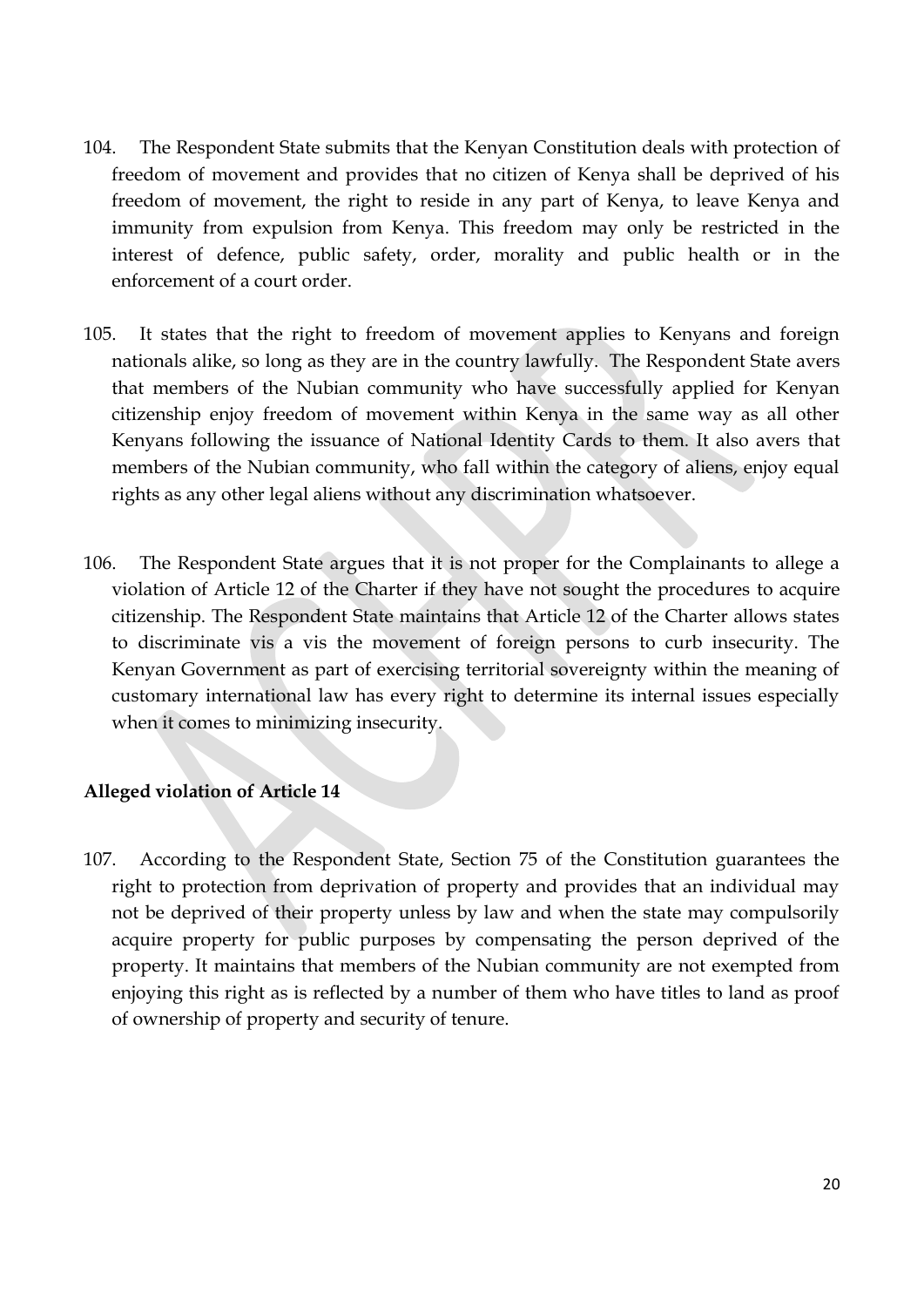104. The Respondent State submits that the Kenyan Constitution deals with protection of freedom of movement and provides that no citizen of Kenya shall be deprived of his freedom of movement, the right to reside in any part of Kenya, to leave Kenya and immunity from expulsion from Kenya. This freedom may only be restricted in the interest of defence, public safety, order, morality and public health or in the enforcement of a court order.

105. It states that the right to freedom of movement applies to Kenyans and foreign nationals alike, so long as they are in the country lawfully. The Respondent State avers that members of the Nubian community who have successfully applied for Kenyan citizenship enjoy freedom of movement within Kenya in the same way as all other Kenyans following the issuance of National Identity Cards to them. It also avers that members of the Nubian community, who fall within the category of aliens, enjoy equal rights as any other legal aliens without any discrimination whatsoever.

106. The Respondent State argues that it is not proper for the Complainants to allege a violation of Article 12 of the Charter if they have not sought the procedures to acquire citizenship. The Respondent State maintains that Article 12 of the Charter allows states to discriminate vis a vis the movement of foreign persons to curb insecurity. The Kenyan Government as part of exercising territorial sovereignty within the meaning of customary international law has every right to determine its internal issues especially when it comes to minimizing insecurity.

**Alleged violation of Article 14**

107. According to the Respondent State, Section 75 of the Constitution guarantees the right to protection from deprivation of property and provides that an individual may not be deprived of their property unless by law and when the state may compulsorily acquire property for public purposes by compensating the person deprived of the property. It maintains that members of the Nubian community are not exempted from enjoying this right as is reflected by a number of them who have titles to land as proof of ownership of property and security of tenure.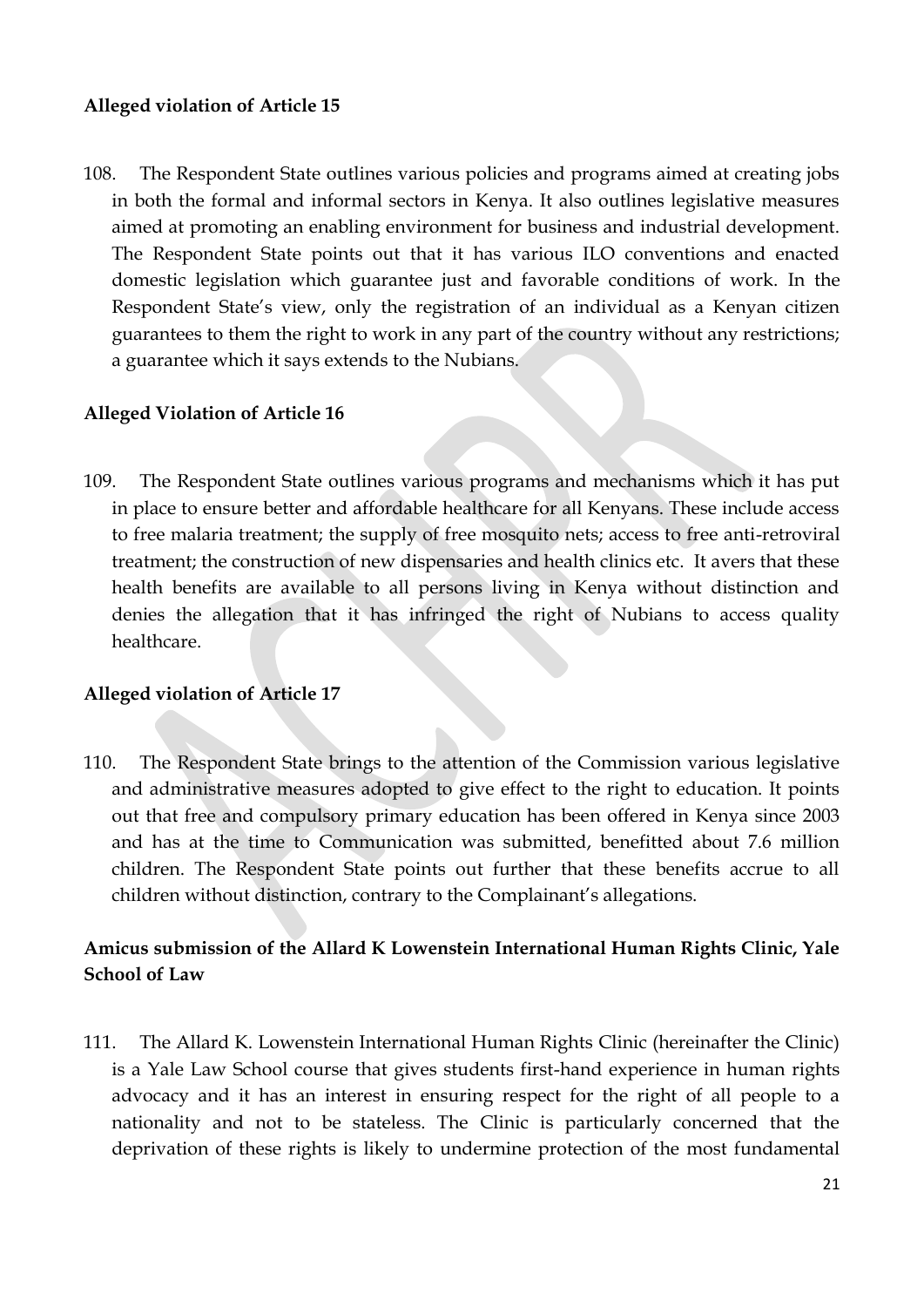**Alleged violation of Article 15**

108. The Respondent State outlines various policies and programs aimed at creating jobs in both the formal and informal sectors in Kenya. It also outlines legislative measures aimed at promoting an enabling environment for business and industrial development. The Respondent State points out that it has various ILO conventions and enacted domestic legislation which guarantee just and favorable conditions of work. In the Respondent State's view, only the registration of an individual as a Kenyan citizen guarantees to them the right to work in any part of the country without any restrictions; a guarantee which it says extends to the Nubians.

**Alleged Violation of Article 16**

109. The Respondent State outlines various programs and mechanisms which it has put in place to ensure better and affordable healthcare for all Kenyans. These include access to free malaria treatment; the supply of free mosquito nets; access to free anti-retroviral treatment; the construction of new dispensaries and health clinics etc. It avers that these health benefits are available to all persons living in Kenya without distinction and denies the allegation that it has infringed the right of Nubians to access quality healthcare.

**Alleged violation of Article 17**

110. The Respondent State brings to the attention of the Commission various legislative and administrative measures adopted to give effect to the right to education. It points out that free and compulsory primary education has been offered in Kenya since 2003 and has at the time to Communication was submitted, benefitted about 7.6 million children. The Respondent State points out further that these benefits accrue to all children without distinction, contrary to the Complainant's allegations.

**Amicus submission of the Allard K Lowenstein International Human Rights Clinic, Yale School of Law**

111. The Allard K. Lowenstein International Human Rights Clinic (hereinafter the Clinic) is a Yale Law School course that gives students first-hand experience in human rights advocacy and it has an interest in ensuring respect for the right of all people to a nationality and not to be stateless. The Clinic is particularly concerned that the deprivation of these rights is likely to undermine protection of the most fundamental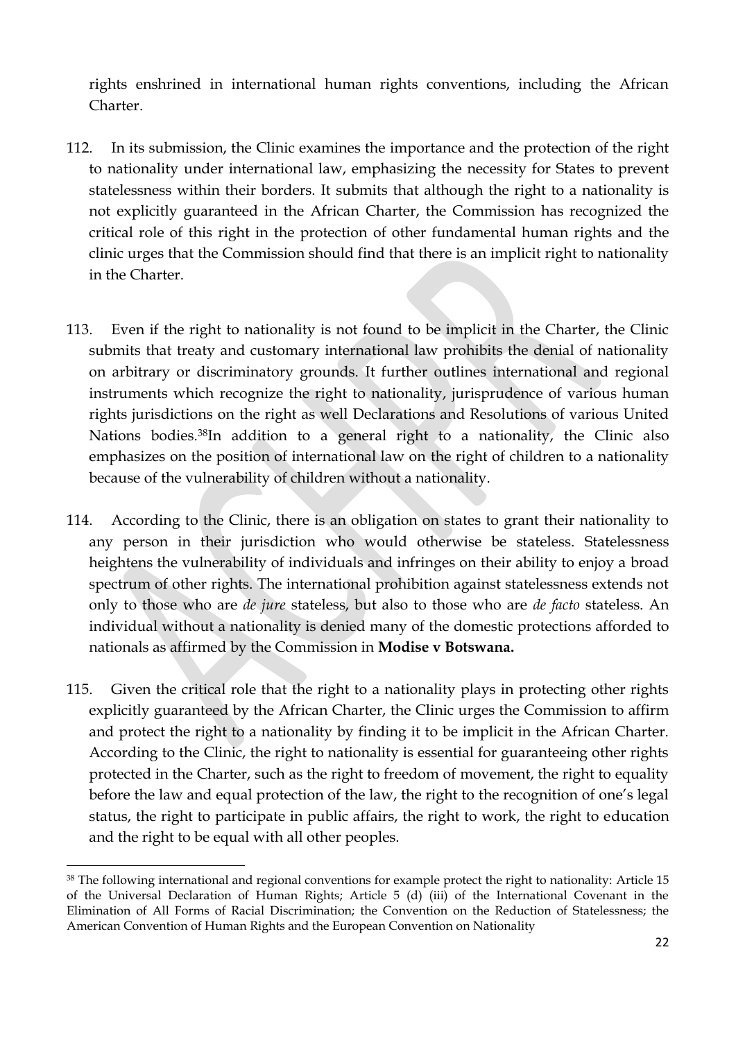rights enshrined in international human rights conventions, including the African Charter.

112. In its submission, the Clinic examines the importance and the protection of the right to nationality under international law, emphasizing the necessity for States to prevent statelessness within their borders. It submits that although the right to a nationality is not explicitly guaranteed in the African Charter, the Commission has recognized the critical role of this right in the protection of other fundamental human rights and the clinic urges that the Commission should find that there is an implicit right to nationality in the Charter.

113. Even if the right to nationality is not found to be implicit in the Charter, the Clinic submits that treaty and customary international law prohibits the denial of nationality on arbitrary or discriminatory grounds. It further outlines international and regional instruments which recognize the right to nationality, jurisprudence of various human rights jurisdictions on the right as well Declarations and Resolutions of various United Nations bodies.[38]In addition to a general right to a nationality, the Clinic also emphasizes on the position of international law on the right of children to a nationality because of the vulnerability of children without a nationality.

114. According to the Clinic, there is an obligation on states to grant their nationality to any person in their jurisdiction who would otherwise be stateless. Statelessness heightens the vulnerability of individuals and infringes on their ability to enjoy a broad spectrum of other rights. The international prohibition against statelessness extends not only to those who are *de jure* stateless, but also to those who are *de facto* stateless. An individual without a nationality is denied many of the domestic protections afforded to nationals as affirmed by the Commission in **Modise v Botswana.**

115. Given the critical role that the right to a nationality plays in protecting other rights explicitly guaranteed by the African Charter, the Clinic urges the Commission to affirm and protect the right to a nationality by finding it to be implicit in the African Charter. According to the Clinic, the right to nationality is essential for guaranteeing other rights protected in the Charter, such as the right to freedom of movement, the right to equality before the law and equal protection of the law, the right to the recognition of one's legal status, the right to participate in public affairs, the right to work, the right to education and the right to be equal with all other peoples.

---

[38] The following international and regional conventions for example protect the right to nationality: Article 15 of the Universal Declaration of Human Rights; Article 5 (d) (iii) of the International Covenant in the Elimination of All Forms of Racial Discrimination; the Convention on the Reduction of Statelessness; the American Convention of Human Rights and the European Convention on Nationality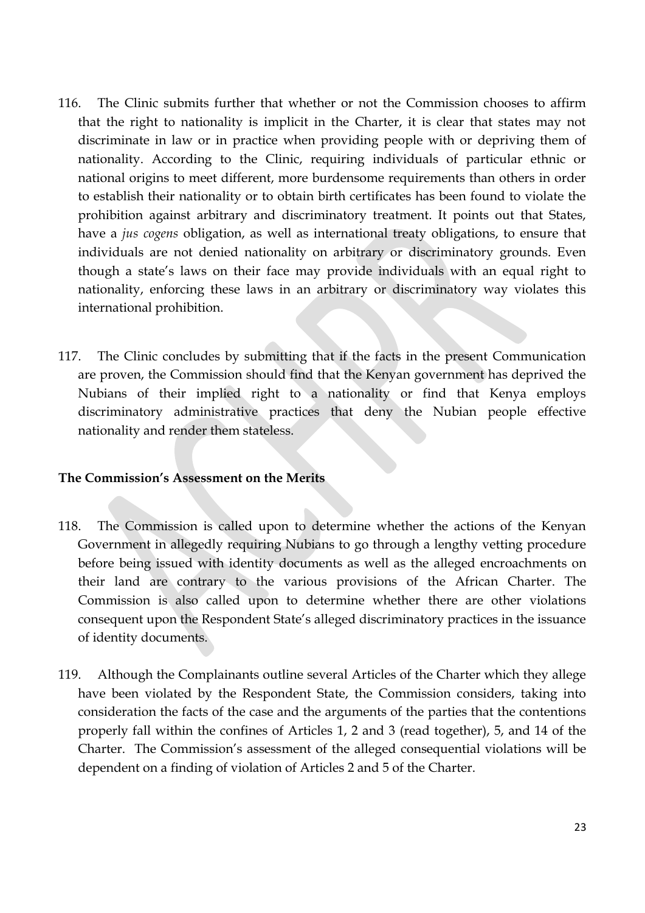116. The Clinic submits further that whether or not the Commission chooses to affirm that the right to nationality is implicit in the Charter, it is clear that states may not discriminate in law or in practice when providing people with or depriving them of nationality. According to the Clinic, requiring individuals of particular ethnic or national origins to meet different, more burdensome requirements than others in order to establish their nationality or to obtain birth certificates has been found to violate the prohibition against arbitrary and discriminatory treatment. It points out that States, have a *jus cogens* obligation, as well as international treaty obligations, to ensure that individuals are not denied nationality on arbitrary or discriminatory grounds. Even though a state's laws on their face may provide individuals with an equal right to nationality, enforcing these laws in an arbitrary or discriminatory way violates this international prohibition.

117. The Clinic concludes by submitting that if the facts in the present Communication are proven, the Commission should find that the Kenyan government has deprived the Nubians of their implied right to a nationality or find that Kenya employs discriminatory administrative practices that deny the Nubian people effective nationality and render them stateless.

**The Commission's Assessment on the Merits**

118. The Commission is called upon to determine whether the actions of the Kenyan Government in allegedly requiring Nubians to go through a lengthy vetting procedure before being issued with identity documents as well as the alleged encroachments on their land are contrary to the various provisions of the African Charter. The Commission is also called upon to determine whether there are other violations consequent upon the Respondent State's alleged discriminatory practices in the issuance of identity documents.

119. Although the Complainants outline several Articles of the Charter which they allege have been violated by the Respondent State, the Commission considers, taking into consideration the facts of the case and the arguments of the parties that the contentions properly fall within the confines of Articles 1, 2 and 3 (read together), 5, and 14 of the Charter. The Commission's assessment of the alleged consequential violations will be dependent on a finding of violation of Articles 2 and 5 of the Charter.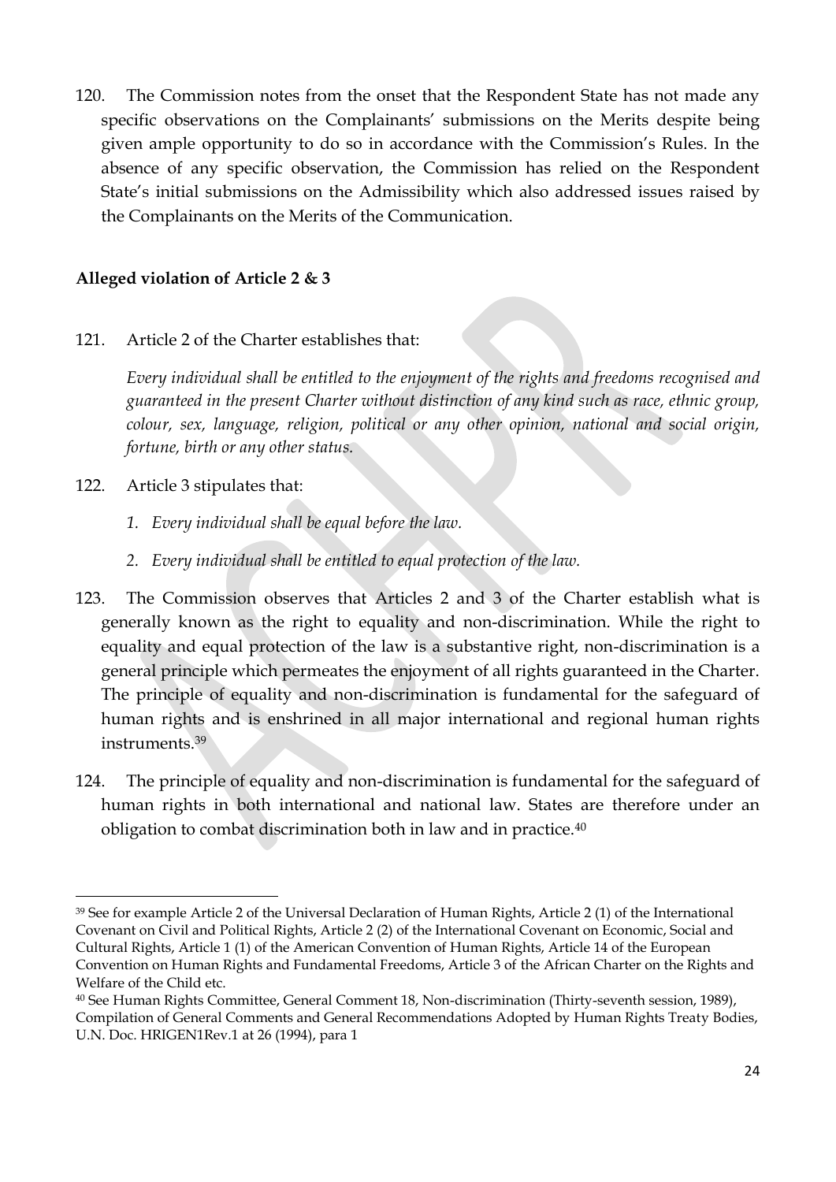120. The Commission notes from the onset that the Respondent State has not made any specific observations on the Complainants' submissions on the Merits despite being given ample opportunity to do so in accordance with the Commission's Rules. In the absence of any specific observation, the Commission has relied on the Respondent State's initial submissions on the Admissibility which also addressed issues raised by the Complainants on the Merits of the Communication.

**Alleged violation of Article 2 & 3**

121. Article 2 of the Charter establishes that:

*Every individual shall be entitled to the enjoyment of the rights and freedoms recognised and guaranteed in the present Charter without distinction of any kind such as race, ethnic group, colour, sex, language, religion, political or any other opinion, national and social origin, fortune, birth or any other status.*

122. Article 3 stipulates that:

1. *Every individual shall be equal before the law.*
2. *Every individual shall be entitled to equal protection of the law.*

123. The Commission observes that Articles 2 and 3 of the Charter establish what is generally known as the right to equality and non-discrimination. While the right to equality and equal protection of the law is a substantive right, non-discrimination is a general principle which permeates the enjoyment of all rights guaranteed in the Charter. The principle of equality and non-discrimination is fundamental for the safeguard of human rights and is enshrined in all major international and regional human rights instruments.[39]

124. The principle of equality and non-discrimination is fundamental for the safeguard of human rights in both international and national law. States are therefore under an obligation to combat discrimination both in law and in practice.[40]

---

[39] See for example Article 2 of the Universal Declaration of Human Rights, Article 2 (1) of the International Covenant on Civil and Political Rights, Article 2 (2) of the International Covenant on Economic, Social and Cultural Rights, Article 1 (1) of the American Convention of Human Rights, Article 14 of the European Convention on Human Rights and Fundamental Freedoms, Article 3 of the African Charter on the Rights and Welfare of the Child etc.

[40] See Human Rights Committee, General Comment 18, Non-discrimination (Thirty-seventh session, 1989), Compilation of General Comments and General Recommendations Adopted by Human Rights Treaty Bodies, U.N. Doc. HRIGEN1Rev.1 at 26 (1994), para 1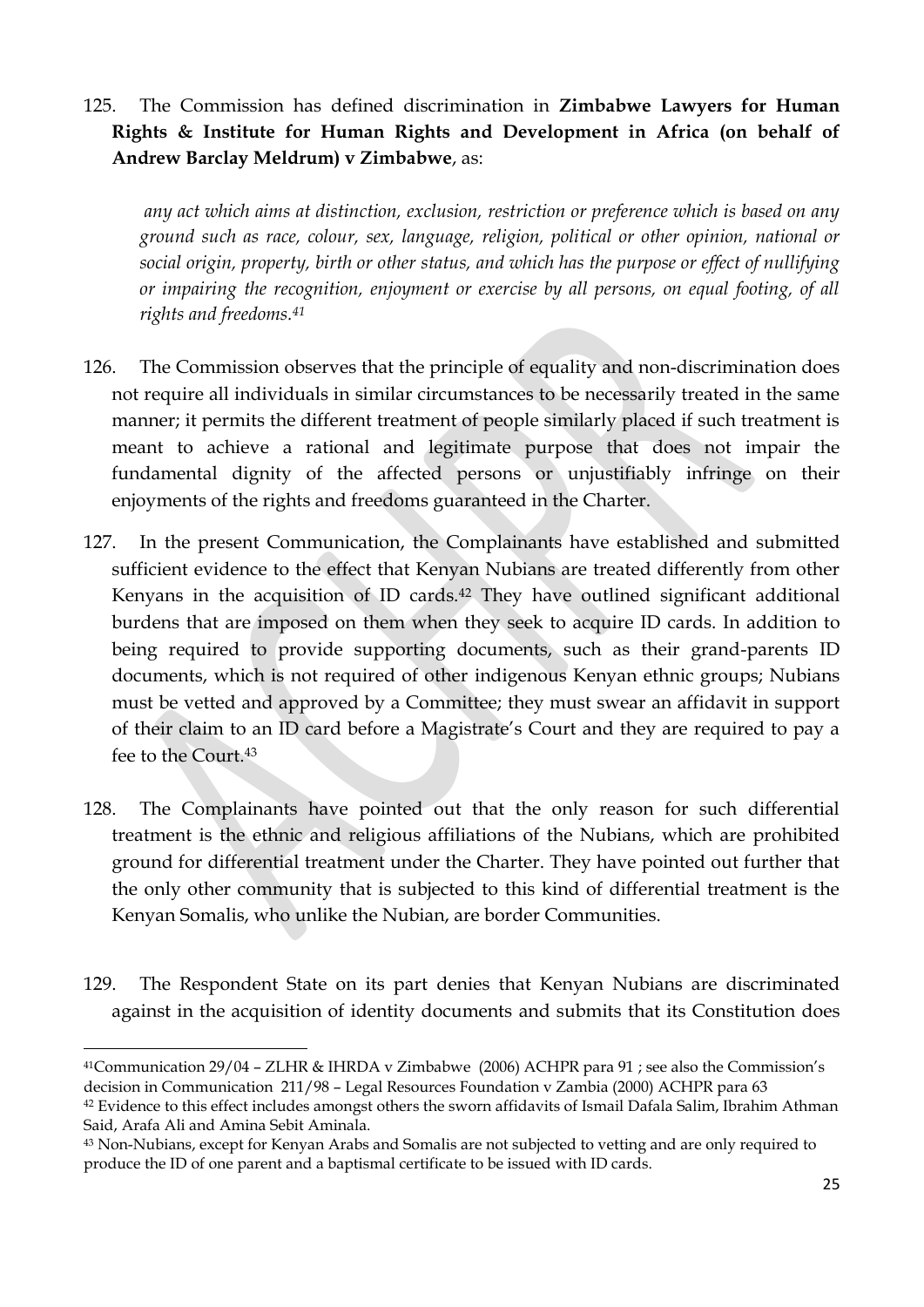125. The Commission has defined discrimination in **Zimbabwe Lawyers for Human Rights & Institute for Human Rights and Development in Africa (on behalf of Andrew Barclay Meldrum) v Zimbabwe**, as:

> *any act which aims at distinction, exclusion, restriction or preference which is based on any ground such as race, colour, sex, language, religion, political or other opinion, national or social origin, property, birth or other status, and which has the purpose or effect of nullifying or impairing the recognition, enjoyment or exercise by all persons, on equal footing, of all rights and freedoms.*[41]

126. The Commission observes that the principle of equality and non-discrimination does not require all individuals in similar circumstances to be necessarily treated in the same manner; it permits the different treatment of people similarly placed if such treatment is meant to achieve a rational and legitimate purpose that does not impair the fundamental dignity of the affected persons or unjustifiably infringe on their enjoyments of the rights and freedoms guaranteed in the Charter.

127. In the present Communication, the Complainants have established and submitted sufficient evidence to the effect that Kenyan Nubians are treated differently from other Kenyans in the acquisition of ID cards.[42] They have outlined significant additional burdens that are imposed on them when they seek to acquire ID cards. In addition to being required to provide supporting documents, such as their grand-parents ID documents, which is not required of other indigenous Kenyan ethnic groups; Nubians must be vetted and approved by a Committee; they must swear an affidavit in support of their claim to an ID card before a Magistrate's Court and they are required to pay a fee to the Court.[43]

128. The Complainants have pointed out that the only reason for such differential treatment is the ethnic and religious affiliations of the Nubians, which are prohibited ground for differential treatment under the Charter. They have pointed out further that the only other community that is subjected to this kind of differential treatment is the Kenyan Somalis, who unlike the Nubian, are border Communities.

129. The Respondent State on its part denies that Kenyan Nubians are discriminated against in the acquisition of identity documents and submits that its Constitution does

---

[41] Communication 29/04 – ZLHR & IHRDA v Zimbabwe (2006) ACHPR para 91 ; see also the Commission's decision in Communication 211/98 – Legal Resources Foundation v Zambia (2000) ACHPR para 63

[42] Evidence to this effect includes amongst others the sworn affidavits of Ismail Dafala Salim, Ibrahim Athman Said, Arafa Ali and Amina Sebit Aminala.

[43] Non-Nubians, except for Kenyan Arabs and Somalis are not subjected to vetting and are only required to produce the ID of one parent and a baptismal certificate to be issued with ID cards.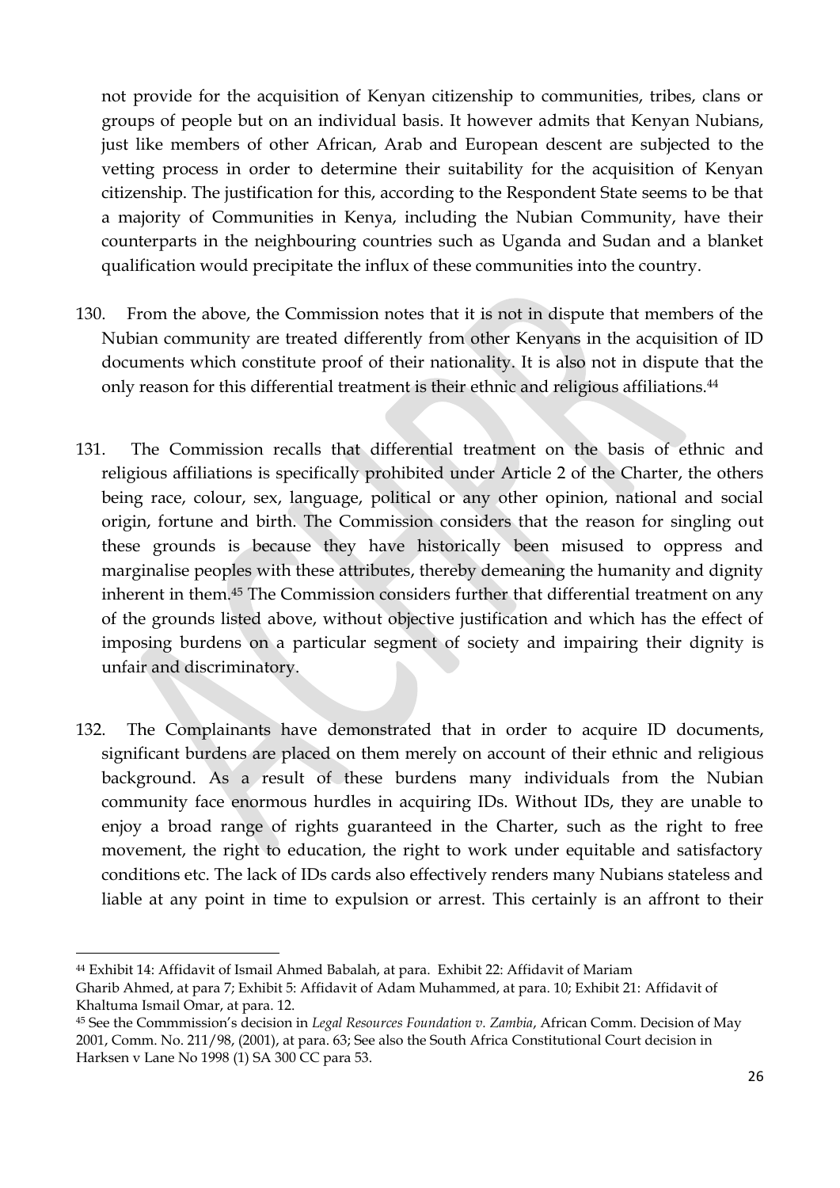not provide for the acquisition of Kenyan citizenship to communities, tribes, clans or groups of people but on an individual basis. It however admits that Kenyan Nubians, just like members of other African, Arab and European descent are subjected to the vetting process in order to determine their suitability for the acquisition of Kenyan citizenship. The justification for this, according to the Respondent State seems to be that a majority of Communities in Kenya, including the Nubian Community, have their counterparts in the neighbouring countries such as Uganda and Sudan and a blanket qualification would precipitate the influx of these communities into the country.

130. From the above, the Commission notes that it is not in dispute that members of the Nubian community are treated differently from other Kenyans in the acquisition of ID documents which constitute proof of their nationality. It is also not in dispute that the only reason for this differential treatment is their ethnic and religious affiliations.[44]

131. The Commission recalls that differential treatment on the basis of ethnic and religious affiliations is specifically prohibited under Article 2 of the Charter, the others being race, colour, sex, language, political or any other opinion, national and social origin, fortune and birth. The Commission considers that the reason for singling out these grounds is because they have historically been misused to oppress and marginalise peoples with these attributes, thereby demeaning the humanity and dignity inherent in them.[45] The Commission considers further that differential treatment on any of the grounds listed above, without objective justification and which has the effect of imposing burdens on a particular segment of society and impairing their dignity is unfair and discriminatory.

132. The Complainants have demonstrated that in order to acquire ID documents, significant burdens are placed on them merely on account of their ethnic and religious background. As a result of these burdens many individuals from the Nubian community face enormous hurdles in acquiring IDs. Without IDs, they are unable to enjoy a broad range of rights guaranteed in the Charter, such as the right to free movement, the right to education, the right to work under equitable and satisfactory conditions etc. The lack of IDs cards also effectively renders many Nubians stateless and liable at any point in time to expulsion or arrest. This certainly is an affront to their

---

[44] Exhibit 14: Affidavit of Ismail Ahmed Babalah, at para. Exhibit 22: Affidavit of Mariam Gharib Ahmed, at para 7; Exhibit 5: Affidavit of Adam Muhammed, at para. 10; Exhibit 21: Affidavit of Khaltuma Ismail Omar, at para. 12.

[45] See the Commmission's decision in *Legal Resources Foundation v. Zambia*, African Comm. Decision of May 2001, Comm. No. 211/98, (2001), at para. 63; See also the South Africa Constitutional Court decision in Harksen v Lane No 1998 (1) SA 300 CC para 53.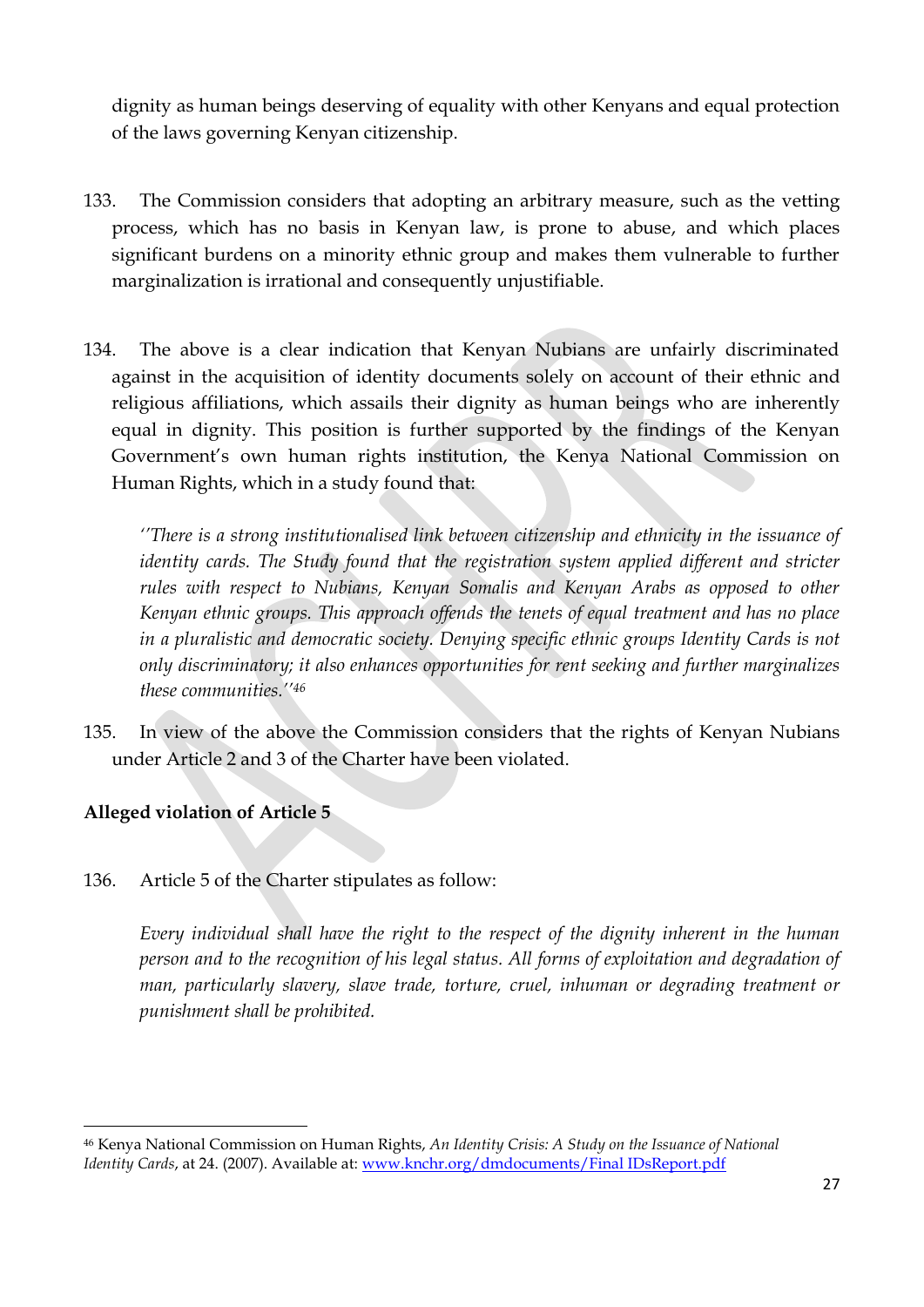dignity as human beings deserving of equality with other Kenyans and equal protection of the laws governing Kenyan citizenship.

133. The Commission considers that adopting an arbitrary measure, such as the vetting process, which has no basis in Kenyan law, is prone to abuse, and which places significant burdens on a minority ethnic group and makes them vulnerable to further marginalization is irrational and consequently unjustifiable.

134. The above is a clear indication that Kenyan Nubians are unfairly discriminated against in the acquisition of identity documents solely on account of their ethnic and religious affiliations, which assails their dignity as human beings who are inherently equal in dignity. This position is further supported by the findings of the Kenyan Government's own human rights institution, the Kenya National Commission on Human Rights, which in a study found that:

> *''There is a strong institutionalised link between citizenship and ethnicity in the issuance of identity cards. The Study found that the registration system applied different and stricter rules with respect to Nubians, Kenyan Somalis and Kenyan Arabs as opposed to other Kenyan ethnic groups. This approach offends the tenets of equal treatment and has no place in a pluralistic and democratic society. Denying specific ethnic groups Identity Cards is not only discriminatory; it also enhances opportunities for rent seeking and further marginalizes these communities.''*[46]

135. In view of the above the Commission considers that the rights of Kenyan Nubians under Article 2 and 3 of the Charter have been violated.

**Alleged violation of Article 5**

136. Article 5 of the Charter stipulates as follow:

> *Every individual shall have the right to the respect of the dignity inherent in the human person and to the recognition of his legal status. All forms of exploitation and degradation of man, particularly slavery, slave trade, torture, cruel, inhuman or degrading treatment or punishment shall be prohibited.*

---

[46] Kenya National Commission on Human Rights, *An Identity Crisis: A Study on the Issuance of National Identity Cards*, at 24. (2007). Available at: www.knchr.org/dmdocuments/Final IDsReport.pdf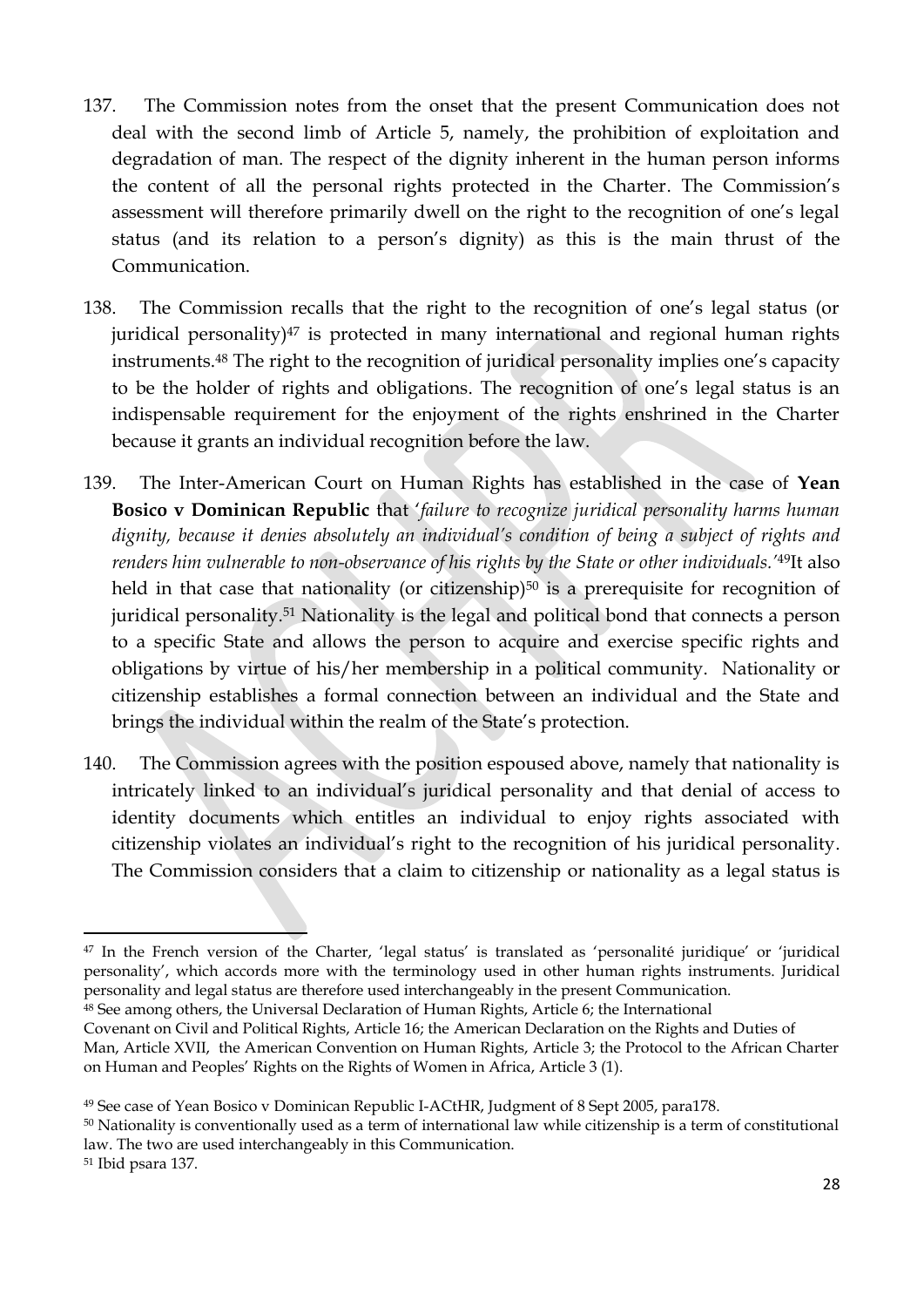137. The Commission notes from the onset that the present Communication does not deal with the second limb of Article 5, namely, the prohibition of exploitation and degradation of man. The respect of the dignity inherent in the human person informs the content of all the personal rights protected in the Charter. The Commission's assessment will therefore primarily dwell on the right to the recognition of one's legal status (and its relation to a person's dignity) as this is the main thrust of the Communication.

138. The Commission recalls that the right to the recognition of one's legal status (or juridical personality)[47] is protected in many international and regional human rights instruments.[48] The right to the recognition of juridical personality implies one's capacity to be the holder of rights and obligations. The recognition of one's legal status is an indispensable requirement for the enjoyment of the rights enshrined in the Charter because it grants an individual recognition before the law.

139. The Inter-American Court on Human Rights has established in the case of **Yean Bosico v Dominican Republic** that '*failure to recognize juridical personality harms human dignity, because it denies absolutely an individual's condition of being a subject of rights and renders him vulnerable to non-observance of his rights by the State or other individuals.*'[49]It also held in that case that nationality (or citizenship)[50] is a prerequisite for recognition of juridical personality.[51] Nationality is the legal and political bond that connects a person to a specific State and allows the person to acquire and exercise specific rights and obligations by virtue of his/her membership in a political community. Nationality or citizenship establishes a formal connection between an individual and the State and brings the individual within the realm of the State's protection.

140. The Commission agrees with the position espoused above, namely that nationality is intricately linked to an individual's juridical personality and that denial of access to identity documents which entitles an individual to enjoy rights associated with citizenship violates an individual's right to the recognition of his juridical personality. The Commission considers that a claim to citizenship or nationality as a legal status is

---

[47] In the French version of the Charter, 'legal status' is translated as 'personalité juridique' or 'juridical personality', which accords more with the terminology used in other human rights instruments. Juridical personality and legal status are therefore used interchangeably in the present Communication.

[48] See among others, the Universal Declaration of Human Rights, Article 6; the International Covenant on Civil and Political Rights, Article 16; the American Declaration on the Rights and Duties of Man, Article XVII, the American Convention on Human Rights, Article 3; the Protocol to the African Charter on Human and Peoples' Rights on the Rights of Women in Africa, Article 3 (1).

[49] See case of Yean Bosico v Dominican Republic I-ACtHR, Judgment of 8 Sept 2005, para178.

[50] Nationality is conventionally used as a term of international law while citizenship is a term of constitutional law. The two are used interchangeably in this Communication.

[51] Ibid psara 137.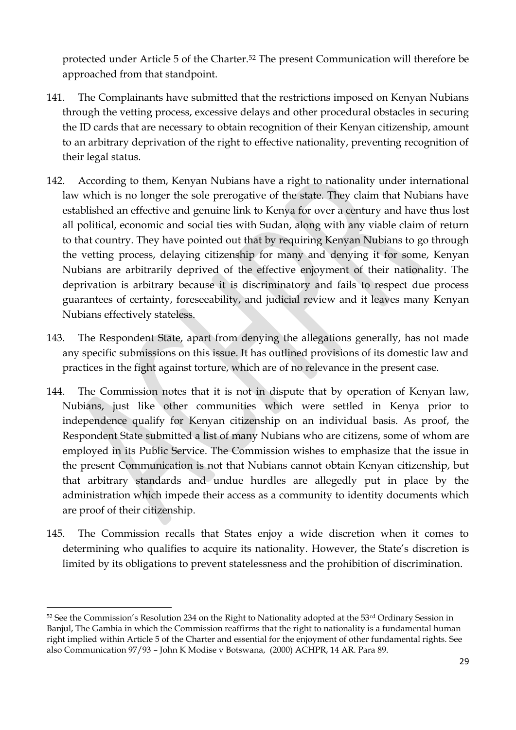protected under Article 5 of the Charter.[52] The present Communication will therefore be approached from that standpoint.

141. The Complainants have submitted that the restrictions imposed on Kenyan Nubians through the vetting process, excessive delays and other procedural obstacles in securing the ID cards that are necessary to obtain recognition of their Kenyan citizenship, amount to an arbitrary deprivation of the right to effective nationality, preventing recognition of their legal status.

142. According to them, Kenyan Nubians have a right to nationality under international law which is no longer the sole prerogative of the state. They claim that Nubians have established an effective and genuine link to Kenya for over a century and have thus lost all political, economic and social ties with Sudan, along with any viable claim of return to that country. They have pointed out that by requiring Kenyan Nubians to go through the vetting process, delaying citizenship for many and denying it for some, Kenyan Nubians are arbitrarily deprived of the effective enjoyment of their nationality. The deprivation is arbitrary because it is discriminatory and fails to respect due process guarantees of certainty, foreseeability, and judicial review and it leaves many Kenyan Nubians effectively stateless.

143. The Respondent State, apart from denying the allegations generally, has not made any specific submissions on this issue. It has outlined provisions of its domestic law and practices in the fight against torture, which are of no relevance in the present case.

144. The Commission notes that it is not in dispute that by operation of Kenyan law, Nubians, just like other communities which were settled in Kenya prior to independence qualify for Kenyan citizenship on an individual basis. As proof, the Respondent State submitted a list of many Nubians who are citizens, some of whom are employed in its Public Service. The Commission wishes to emphasize that the issue in the present Communication is not that Nubians cannot obtain Kenyan citizenship, but that arbitrary standards and undue hurdles are allegedly put in place by the administration which impede their access as a community to identity documents which are proof of their citizenship.

145. The Commission recalls that States enjoy a wide discretion when it comes to determining who qualifies to acquire its nationality. However, the State's discretion is limited by its obligations to prevent statelessness and the prohibition of discrimination.

---

[52] See the Commission's Resolution 234 on the Right to Nationality adopted at the 53rd Ordinary Session in Banjul, The Gambia in which the Commission reaffirms that the right to nationality is a fundamental human right implied within Article 5 of the Charter and essential for the enjoyment of other fundamental rights. See also Communication 97/93 – John K Modise v Botswana, (2000) ACHPR, 14 AR. Para 89.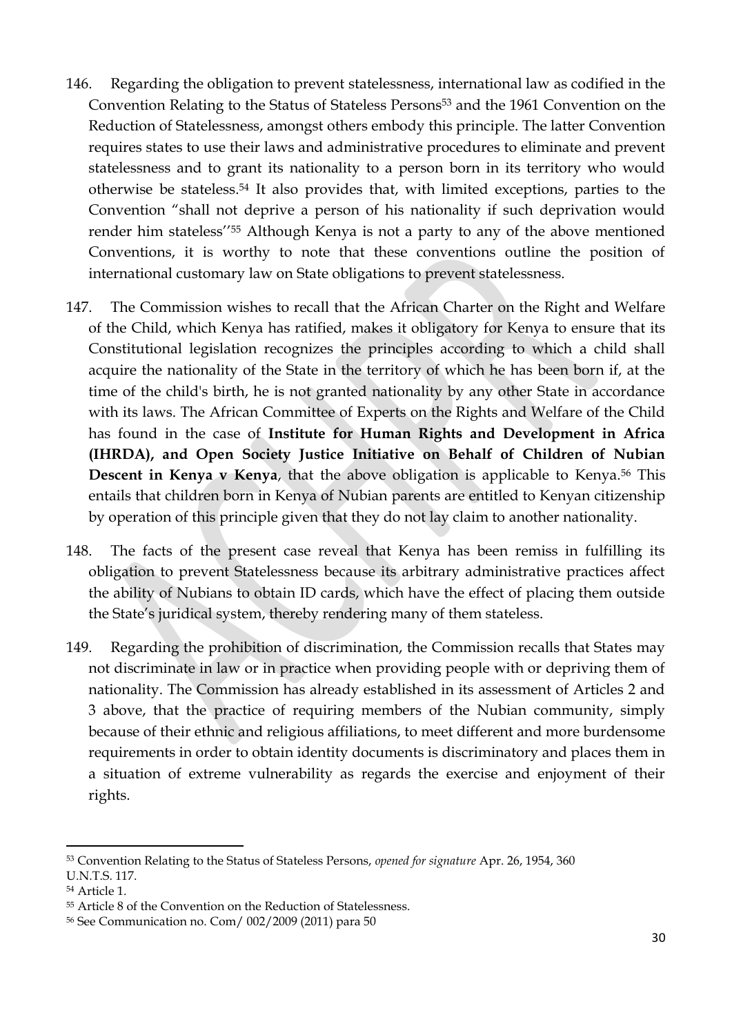146. Regarding the obligation to prevent statelessness, international law as codified in the Convention Relating to the Status of Stateless Persons[53] and the 1961 Convention on the Reduction of Statelessness, amongst others embody this principle. The latter Convention requires states to use their laws and administrative procedures to eliminate and prevent statelessness and to grant its nationality to a person born in its territory who would otherwise be stateless.[54] It also provides that, with limited exceptions, parties to the Convention "shall not deprive a person of his nationality if such deprivation would render him stateless''[55] Although Kenya is not a party to any of the above mentioned Conventions, it is worthy to note that these conventions outline the position of international customary law on State obligations to prevent statelessness.

147. The Commission wishes to recall that the African Charter on the Right and Welfare of the Child, which Kenya has ratified, makes it obligatory for Kenya to ensure that its Constitutional legislation recognizes the principles according to which a child shall acquire the nationality of the State in the territory of which he has been born if, at the time of the child's birth, he is not granted nationality by any other State in accordance with its laws. The African Committee of Experts on the Rights and Welfare of the Child has found in the case of **Institute for Human Rights and Development in Africa (IHRDA), and Open Society Justice Initiative on Behalf of Children of Nubian Descent in Kenya v Kenya**, that the above obligation is applicable to Kenya.[56] This entails that children born in Kenya of Nubian parents are entitled to Kenyan citizenship by operation of this principle given that they do not lay claim to another nationality.

148. The facts of the present case reveal that Kenya has been remiss in fulfilling its obligation to prevent Statelessness because its arbitrary administrative practices affect the ability of Nubians to obtain ID cards, which have the effect of placing them outside the State's juridical system, thereby rendering many of them stateless.

149. Regarding the prohibition of discrimination, the Commission recalls that States may not discriminate in law or in practice when providing people with or depriving them of nationality. The Commission has already established in its assessment of Articles 2 and 3 above, that the practice of requiring members of the Nubian community, simply because of their ethnic and religious affiliations, to meet different and more burdensome requirements in order to obtain identity documents is discriminatory and places them in a situation of extreme vulnerability as regards the exercise and enjoyment of their rights.

---

[53] Convention Relating to the Status of Stateless Persons, *opened for signature* Apr. 26, 1954, 360 U.N.T.S. 117.

[54] Article 1.

[55] Article 8 of the Convention on the Reduction of Statelessness.

[56] See Communication no. Com/ 002/2009 (2011) para 50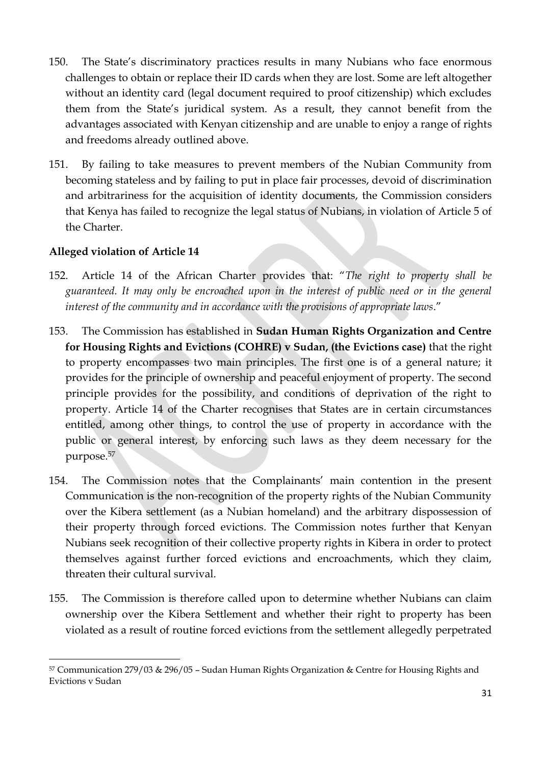150. The State's discriminatory practices results in many Nubians who face enormous challenges to obtain or replace their ID cards when they are lost. Some are left altogether without an identity card (legal document required to proof citizenship) which excludes them from the State's juridical system. As a result, they cannot benefit from the advantages associated with Kenyan citizenship and are unable to enjoy a range of rights and freedoms already outlined above.

151. By failing to take measures to prevent members of the Nubian Community from becoming stateless and by failing to put in place fair processes, devoid of discrimination and arbitrariness for the acquisition of identity documents, the Commission considers that Kenya has failed to recognize the legal status of Nubians, in violation of Article 5 of the Charter.

**Alleged violation of Article 14**

152. Article 14 of the African Charter provides that: "*The right to property shall be guaranteed. It may only be encroached upon in the interest of public need or in the general interest of the community and in accordance with the provisions of appropriate laws*."

153. The Commission has established in **Sudan Human Rights Organization and Centre for Housing Rights and Evictions (COHRE) v Sudan, (the Evictions case)** that the right to property encompasses two main principles. The first one is of a general nature; it provides for the principle of ownership and peaceful enjoyment of property. The second principle provides for the possibility, and conditions of deprivation of the right to property. Article 14 of the Charter recognises that States are in certain circumstances entitled, among other things, to control the use of property in accordance with the public or general interest, by enforcing such laws as they deem necessary for the purpose.[57]

154. The Commission notes that the Complainants' main contention in the present Communication is the non-recognition of the property rights of the Nubian Community over the Kibera settlement (as a Nubian homeland) and the arbitrary dispossession of their property through forced evictions. The Commission notes further that Kenyan Nubians seek recognition of their collective property rights in Kibera in order to protect themselves against further forced evictions and encroachments, which they claim, threaten their cultural survival.

155. The Commission is therefore called upon to determine whether Nubians can claim ownership over the Kibera Settlement and whether their right to property has been violated as a result of routine forced evictions from the settlement allegedly perpetrated

[57] Communication 279/03 & 296/05 – Sudan Human Rights Organization & Centre for Housing Rights and Evictions v Sudan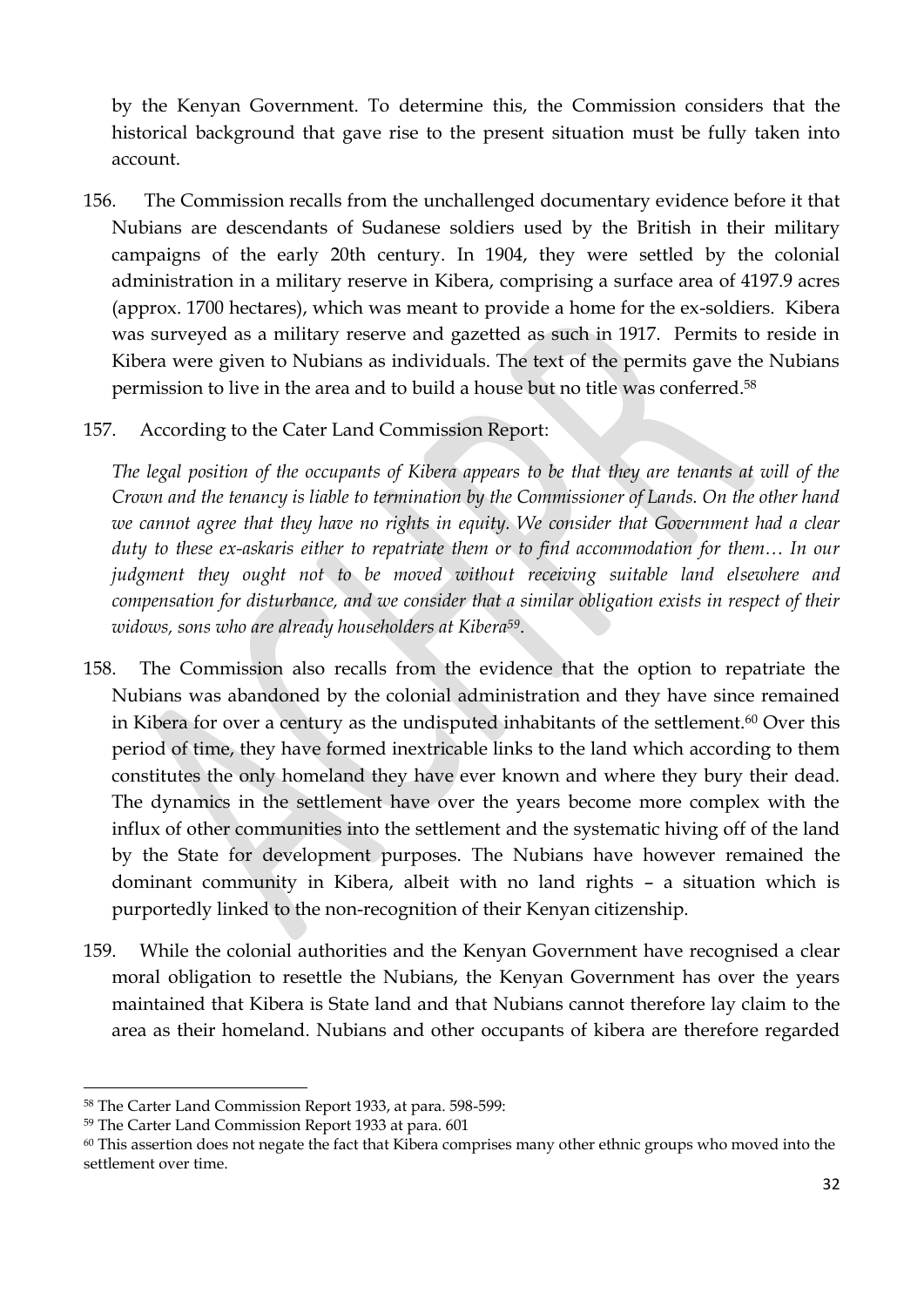by the Kenyan Government. To determine this, the Commission considers that the historical background that gave rise to the present situation must be fully taken into account.

156. The Commission recalls from the unchallenged documentary evidence before it that Nubians are descendants of Sudanese soldiers used by the British in their military campaigns of the early 20th century. In 1904, they were settled by the colonial administration in a military reserve in Kibera, comprising a surface area of 4197.9 acres (approx. 1700 hectares), which was meant to provide a home for the ex-soldiers. Kibera was surveyed as a military reserve and gazetted as such in 1917. Permits to reside in Kibera were given to Nubians as individuals. The text of the permits gave the Nubians permission to live in the area and to build a house but no title was conferred.[58]

157. According to the Cater Land Commission Report:

*The legal position of the occupants of Kibera appears to be that they are tenants at will of the Crown and the tenancy is liable to termination by the Commissioner of Lands. On the other hand we cannot agree that they have no rights in equity. We consider that Government had a clear duty to these ex-askaris either to repatriate them or to find accommodation for them… In our judgment they ought not to be moved without receiving suitable land elsewhere and compensation for disturbance, and we consider that a similar obligation exists in respect of their widows, sons who are already householders at Kibera[59].*

158. The Commission also recalls from the evidence that the option to repatriate the Nubians was abandoned by the colonial administration and they have since remained in Kibera for over a century as the undisputed inhabitants of the settlement.[60] Over this period of time, they have formed inextricable links to the land which according to them constitutes the only homeland they have ever known and where they bury their dead. The dynamics in the settlement have over the years become more complex with the influx of other communities into the settlement and the systematic hiving off of the land by the State for development purposes. The Nubians have however remained the dominant community in Kibera, albeit with no land rights – a situation which is purportedly linked to the non-recognition of their Kenyan citizenship.

159. While the colonial authorities and the Kenyan Government have recognised a clear moral obligation to resettle the Nubians, the Kenyan Government has over the years maintained that Kibera is State land and that Nubians cannot therefore lay claim to the area as their homeland. Nubians and other occupants of kibera are therefore regarded

---

[58] The Carter Land Commission Report 1933, at para. 598-599:

[59] The Carter Land Commission Report 1933 at para. 601

[60] This assertion does not negate the fact that Kibera comprises many other ethnic groups who moved into the settlement over time.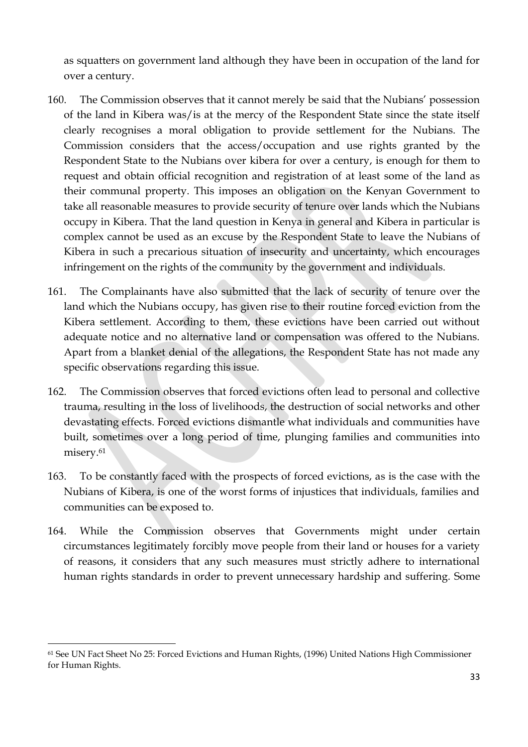as squatters on government land although they have been in occupation of the land for over a century.

160. The Commission observes that it cannot merely be said that the Nubians' possession of the land in Kibera was/is at the mercy of the Respondent State since the state itself clearly recognises a moral obligation to provide settlement for the Nubians. The Commission considers that the access/occupation and use rights granted by the Respondent State to the Nubians over kibera for over a century, is enough for them to request and obtain official recognition and registration of at least some of the land as their communal property. This imposes an obligation on the Kenyan Government to take all reasonable measures to provide security of tenure over lands which the Nubians occupy in Kibera. That the land question in Kenya in general and Kibera in particular is complex cannot be used as an excuse by the Respondent State to leave the Nubians of Kibera in such a precarious situation of insecurity and uncertainty, which encourages infringement on the rights of the community by the government and individuals.

161. The Complainants have also submitted that the lack of security of tenure over the land which the Nubians occupy, has given rise to their routine forced eviction from the Kibera settlement. According to them, these evictions have been carried out without adequate notice and no alternative land or compensation was offered to the Nubians. Apart from a blanket denial of the allegations, the Respondent State has not made any specific observations regarding this issue.

162. The Commission observes that forced evictions often lead to personal and collective trauma, resulting in the loss of livelihoods, the destruction of social networks and other devastating effects. Forced evictions dismantle what individuals and communities have built, sometimes over a long period of time, plunging families and communities into misery.[61]

163. To be constantly faced with the prospects of forced evictions, as is the case with the Nubians of Kibera, is one of the worst forms of injustices that individuals, families and communities can be exposed to.

164. While the Commission observes that Governments might under certain circumstances legitimately forcibly move people from their land or houses for a variety of reasons, it considers that any such measures must strictly adhere to international human rights standards in order to prevent unnecessary hardship and suffering. Some

---

[61] See UN Fact Sheet No 25: Forced Evictions and Human Rights, (1996) United Nations High Commissioner for Human Rights.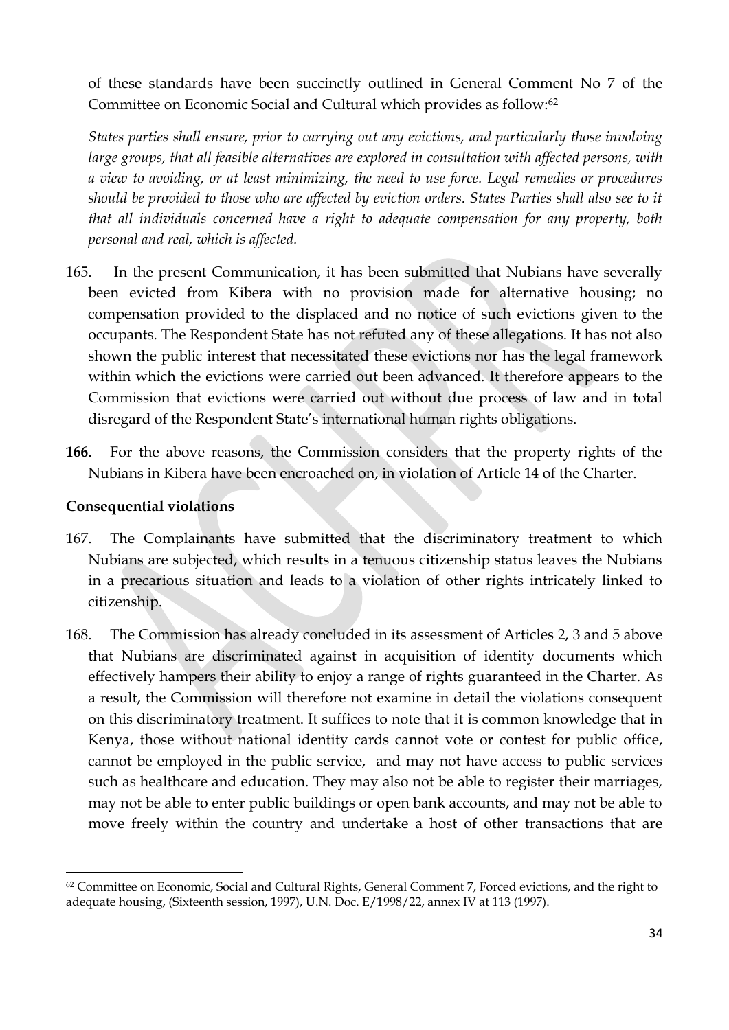of these standards have been succinctly outlined in General Comment No 7 of the Committee on Economic Social and Cultural which provides as follow:[62]

*States parties shall ensure, prior to carrying out any evictions, and particularly those involving large groups, that all feasible alternatives are explored in consultation with affected persons, with a view to avoiding, or at least minimizing, the need to use force. Legal remedies or procedures should be provided to those who are affected by eviction orders. States Parties shall also see to it that all individuals concerned have a right to adequate compensation for any property, both personal and real, which is affected.*

165. In the present Communication, it has been submitted that Nubians have severally been evicted from Kibera with no provision made for alternative housing; no compensation provided to the displaced and no notice of such evictions given to the occupants. The Respondent State has not refuted any of these allegations. It has not also shown the public interest that necessitated these evictions nor has the legal framework within which the evictions were carried out been advanced. It therefore appears to the Commission that evictions were carried out without due process of law and in total disregard of the Respondent State's international human rights obligations.

**166.** For the above reasons, the Commission considers that the property rights of the Nubians in Kibera have been encroached on, in violation of Article 14 of the Charter.

**Consequential violations**

167. The Complainants have submitted that the discriminatory treatment to which Nubians are subjected, which results in a tenuous citizenship status leaves the Nubians in a precarious situation and leads to a violation of other rights intricately linked to citizenship.

168. The Commission has already concluded in its assessment of Articles 2, 3 and 5 above that Nubians are discriminated against in acquisition of identity documents which effectively hampers their ability to enjoy a range of rights guaranteed in the Charter. As a result, the Commission will therefore not examine in detail the violations consequent on this discriminatory treatment. It suffices to note that it is common knowledge that in Kenya, those without national identity cards cannot vote or contest for public office, cannot be employed in the public service, and may not have access to public services such as healthcare and education. They may also not be able to register their marriages, may not be able to enter public buildings or open bank accounts, and may not be able to move freely within the country and undertake a host of other transactions that are

---

[62] Committee on Economic, Social and Cultural Rights, General Comment 7, Forced evictions, and the right to adequate housing, (Sixteenth session, 1997), U.N. Doc. E/1998/22, annex IV at 113 (1997).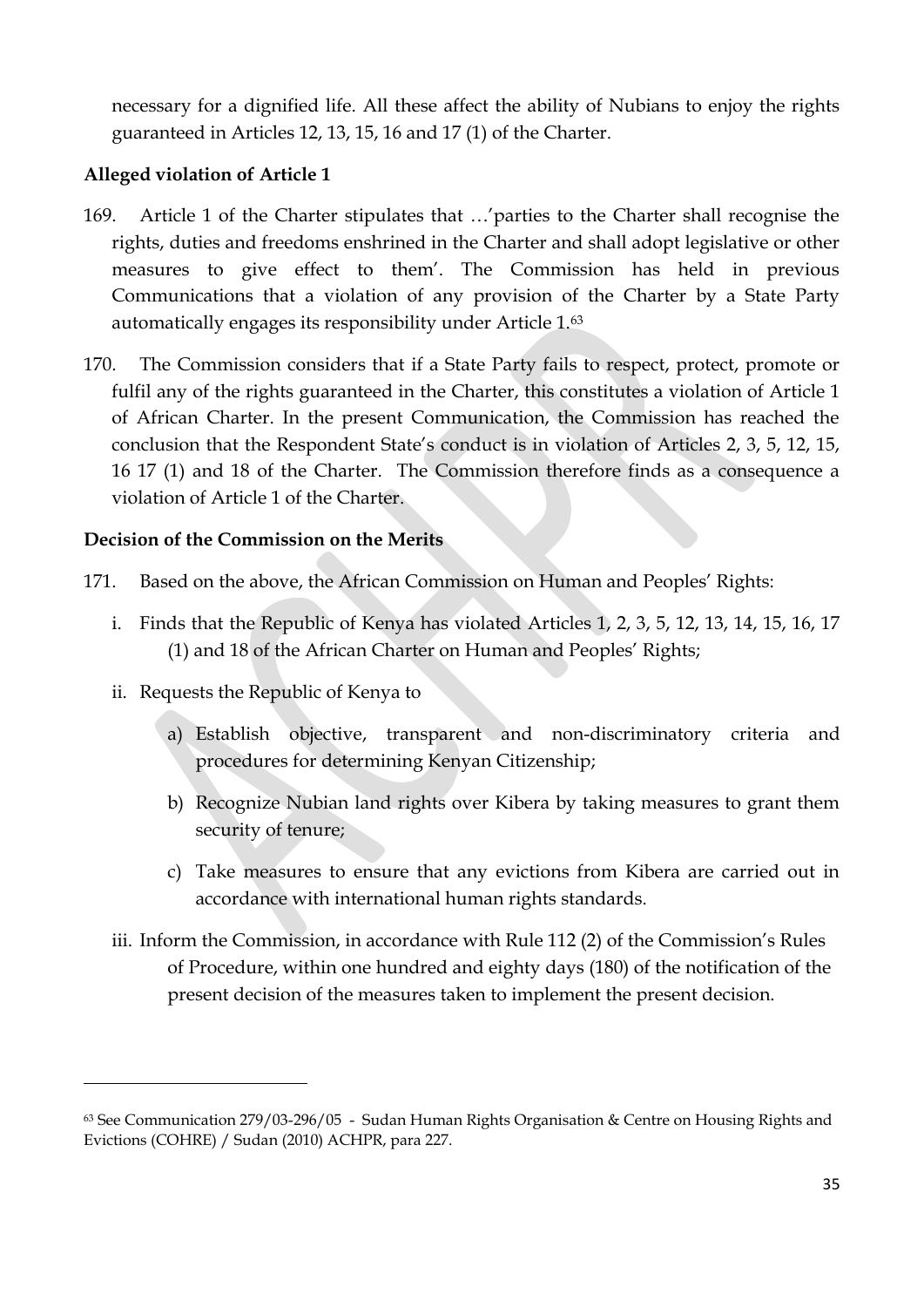necessary for a dignified life. All these affect the ability of Nubians to enjoy the rights guaranteed in Articles 12, 13, 15, 16 and 17 (1) of the Charter.

**Alleged violation of Article 1**

169. Article 1 of the Charter stipulates that …'parties to the Charter shall recognise the rights, duties and freedoms enshrined in the Charter and shall adopt legislative or other measures to give effect to them'. The Commission has held in previous Communications that a violation of any provision of the Charter by a State Party automatically engages its responsibility under Article 1.[63]

170. The Commission considers that if a State Party fails to respect, protect, promote or fulfil any of the rights guaranteed in the Charter, this constitutes a violation of Article 1 of African Charter. In the present Communication, the Commission has reached the conclusion that the Respondent State's conduct is in violation of Articles 2, 3, 5, 12, 15, 16 17 (1) and 18 of the Charter. The Commission therefore finds as a consequence a violation of Article 1 of the Charter.

**Decision of the Commission on the Merits**

171. Based on the above, the African Commission on Human and Peoples' Rights:

i. Finds that the Republic of Kenya has violated Articles 1, 2, 3, 5, 12, 13, 14, 15, 16, 17 (1) and 18 of the African Charter on Human and Peoples' Rights;

ii. Requests the Republic of Kenya to

   a) Establish objective, transparent and non-discriminatory criteria and procedures for determining Kenyan Citizenship;

   b) Recognize Nubian land rights over Kibera by taking measures to grant them security of tenure;

   c) Take measures to ensure that any evictions from Kibera are carried out in accordance with international human rights standards.

iii. Inform the Commission, in accordance with Rule 112 (2) of the Commission's Rules of Procedure, within one hundred and eighty days (180) of the notification of the present decision of the measures taken to implement the present decision.

---

[63] See Communication 279/03-296/05 - Sudan Human Rights Organisation & Centre on Housing Rights and Evictions (COHRE) / Sudan (2010) ACHPR, para 227.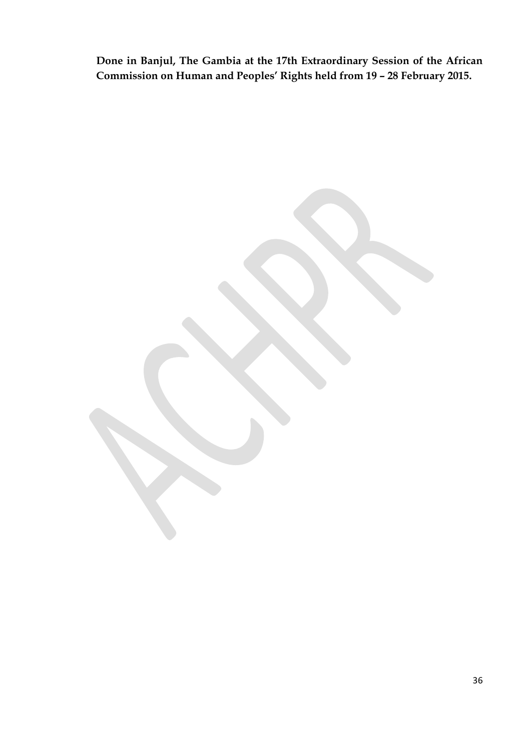**Done in Banjul, The Gambia at the 17th Extraordinary Session of the African Commission on Human and Peoples' Rights held from 19 – 28 February 2015.**